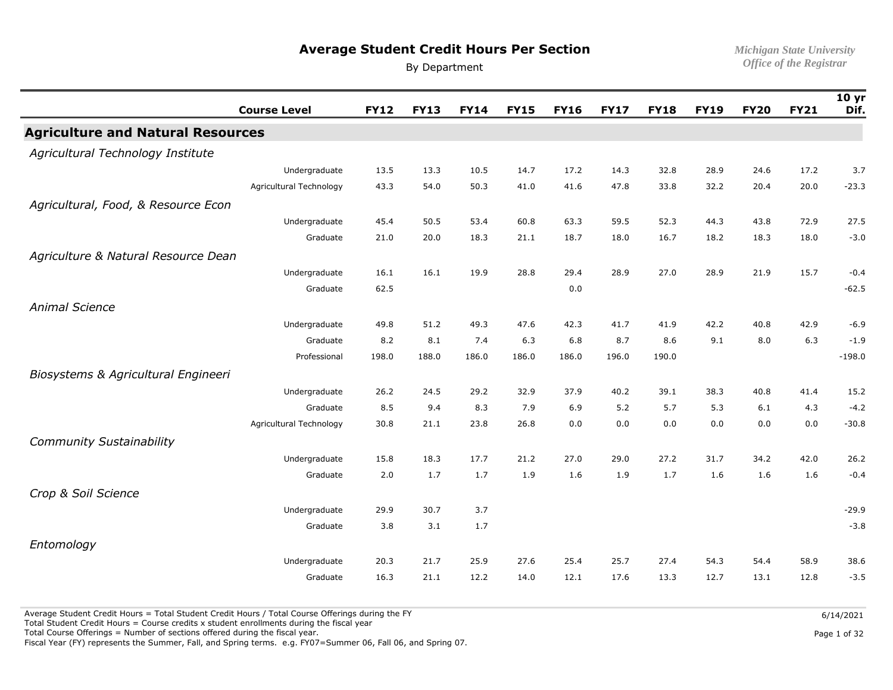# Average Student Credit Hours Per Section

By Department

*Michigan State University*
*Office of the Registrar*

| Course Level | FY12 | FY13 | FY14 | FY15 | FY16 | FY17 | FY18 | FY19 | FY20 | FY21 | 10 yr Dif. |
|---|---|---|---|---|---|---|---|---|---|---|---|
| **Agriculture and Natural Resources** | | | | | | | | | | | |
| *Agricultural Technology Institute* | | | | | | | | | | | |
| Undergraduate | 13.5 | 13.3 | 10.5 | 14.7 | 17.2 | 14.3 | 32.8 | 28.9 | 24.6 | 17.2 | 3.7 |
| Agricultural Technology | 43.3 | 54.0 | 50.3 | 41.0 | 41.6 | 47.8 | 33.8 | 32.2 | 20.4 | 20.0 | -23.3 |
| *Agricultural, Food, & Resource Econ* | | | | | | | | | | | |
| Undergraduate | 45.4 | 50.5 | 53.4 | 60.8 | 63.3 | 59.5 | 52.3 | 44.3 | 43.8 | 72.9 | 27.5 |
| Graduate | 21.0 | 20.0 | 18.3 | 21.1 | 18.7 | 18.0 | 16.7 | 18.2 | 18.3 | 18.0 | -3.0 |
| *Agriculture & Natural Resource Dean* | | | | | | | | | | | |
| Undergraduate | 16.1 | 16.1 | 19.9 | 28.8 | 29.4 | 28.9 | 27.0 | 28.9 | 21.9 | 15.7 | -0.4 |
| Graduate | 62.5 | | | | 0.0 | | | | | | -62.5 |
| *Animal Science* | | | | | | | | | | | |
| Undergraduate | 49.8 | 51.2 | 49.3 | 47.6 | 42.3 | 41.7 | 41.9 | 42.2 | 40.8 | 42.9 | -6.9 |
| Graduate | 8.2 | 8.1 | 7.4 | 6.3 | 6.8 | 8.7 | 8.6 | 9.1 | 8.0 | 6.3 | -1.9 |
| Professional | 198.0 | 188.0 | 186.0 | 186.0 | 186.0 | 196.0 | 190.0 | | | | -198.0 |
| *Biosystems & Agricultural Engineeri* | | | | | | | | | | | |
| Undergraduate | 26.2 | 24.5 | 29.2 | 32.9 | 37.9 | 40.2 | 39.1 | 38.3 | 40.8 | 41.4 | 15.2 |
| Graduate | 8.5 | 9.4 | 8.3 | 7.9 | 6.9 | 5.2 | 5.7 | 5.3 | 6.1 | 4.3 | -4.2 |
| Agricultural Technology | 30.8 | 21.1 | 23.8 | 26.8 | 0.0 | 0.0 | 0.0 | 0.0 | 0.0 | 0.0 | -30.8 |
| *Community Sustainability* | | | | | | | | | | | |
| Undergraduate | 15.8 | 18.3 | 17.7 | 21.2 | 27.0 | 29.0 | 27.2 | 31.7 | 34.2 | 42.0 | 26.2 |
| Graduate | 2.0 | 1.7 | 1.7 | 1.9 | 1.6 | 1.9 | 1.7 | 1.6 | 1.6 | 1.6 | -0.4 |
| *Crop & Soil Science* | | | | | | | | | | | |
| Undergraduate | 29.9 | 30.7 | 3.7 | | | | | | | | -29.9 |
| Graduate | 3.8 | 3.1 | 1.7 | | | | | | | | -3.8 |
| *Entomology* | | | | | | | | | | | |
| Undergraduate | 20.3 | 21.7 | 25.9 | 27.6 | 25.4 | 25.7 | 27.4 | 54.3 | 54.4 | 58.9 | 38.6 |
| Graduate | 16.3 | 21.1 | 12.2 | 14.0 | 12.1 | 17.6 | 13.3 | 12.7 | 13.1 | 12.8 | -3.5 |

Average Student Credit Hours = Total Student Credit Hours / Total Course Offerings during the FY
Total Student Credit Hours = Course credits x student enrollments during the fiscal year
Total Course Offerings = Number of sections offered during the fiscal year.
Fiscal Year (FY) represents the Summer, Fall, and Spring terms. e.g. FY07=Summer 06, Fall 06, and Spring 07.

6/14/2021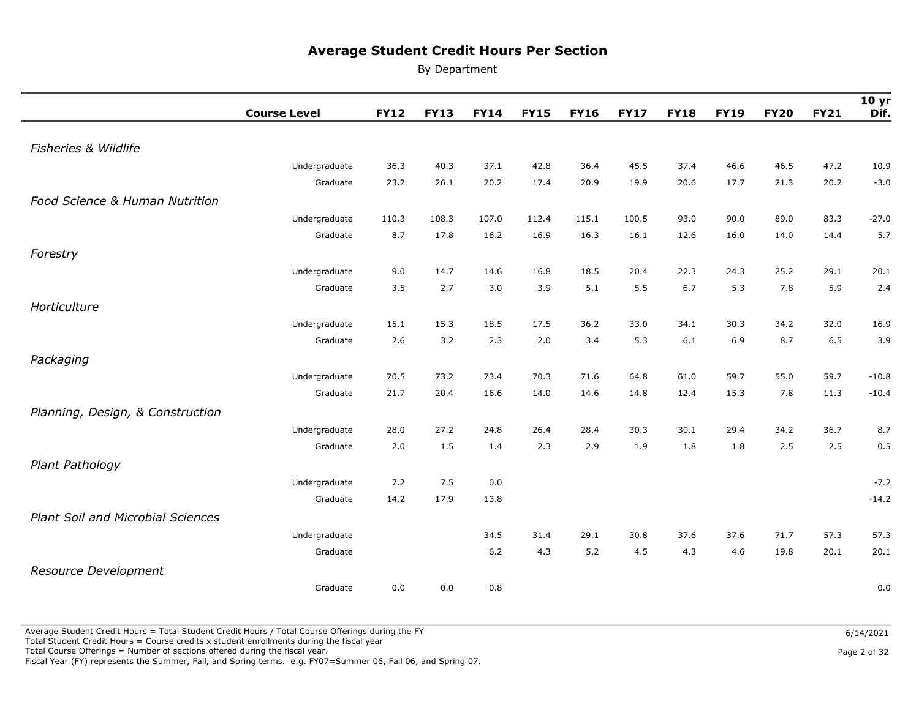# Average Student Credit Hours Per Section

By Department

| | Course Level | FY12 | FY13 | FY14 | FY15 | FY16 | FY17 | FY18 | FY19 | FY20 | FY21 | 10 yr Dif. |
|---|---|---|---|---|---|---|---|---|---|---|---|---|
| *Fisheries & Wildlife* | | | | | | | | | | | | |
| | Undergraduate | 36.3 | 40.3 | 37.1 | 42.8 | 36.4 | 45.5 | 37.4 | 46.6 | 46.5 | 47.2 | 10.9 |
| | Graduate | 23.2 | 26.1 | 20.2 | 17.4 | 20.9 | 19.9 | 20.6 | 17.7 | 21.3 | 20.2 | -3.0 |
| *Food Science & Human Nutrition* | | | | | | | | | | | | |
| | Undergraduate | 110.3 | 108.3 | 107.0 | 112.4 | 115.1 | 100.5 | 93.0 | 90.0 | 89.0 | 83.3 | -27.0 |
| | Graduate | 8.7 | 17.8 | 16.2 | 16.9 | 16.3 | 16.1 | 12.6 | 16.0 | 14.0 | 14.4 | 5.7 |
| *Forestry* | | | | | | | | | | | | |
| | Undergraduate | 9.0 | 14.7 | 14.6 | 16.8 | 18.5 | 20.4 | 22.3 | 24.3 | 25.2 | 29.1 | 20.1 |
| | Graduate | 3.5 | 2.7 | 3.0 | 3.9 | 5.1 | 5.5 | 6.7 | 5.3 | 7.8 | 5.9 | 2.4 |
| *Horticulture* | | | | | | | | | | | | |
| | Undergraduate | 15.1 | 15.3 | 18.5 | 17.5 | 36.2 | 33.0 | 34.1 | 30.3 | 34.2 | 32.0 | 16.9 |
| | Graduate | 2.6 | 3.2 | 2.3 | 2.0 | 3.4 | 5.3 | 6.1 | 6.9 | 8.7 | 6.5 | 3.9 |
| *Packaging* | | | | | | | | | | | | |
| | Undergraduate | 70.5 | 73.2 | 73.4 | 70.3 | 71.6 | 64.8 | 61.0 | 59.7 | 55.0 | 59.7 | -10.8 |
| | Graduate | 21.7 | 20.4 | 16.6 | 14.0 | 14.6 | 14.8 | 12.4 | 15.3 | 7.8 | 11.3 | -10.4 |
| *Planning, Design, & Construction* | | | | | | | | | | | | |
| | Undergraduate | 28.0 | 27.2 | 24.8 | 26.4 | 28.4 | 30.3 | 30.1 | 29.4 | 34.2 | 36.7 | 8.7 |
| | Graduate | 2.0 | 1.5 | 1.4 | 2.3 | 2.9 | 1.9 | 1.8 | 1.8 | 2.5 | 2.5 | 0.5 |
| *Plant Pathology* | | | | | | | | | | | | |
| | Undergraduate | 7.2 | 7.5 | 0.0 | | | | | | | | -7.2 |
| | Graduate | 14.2 | 17.9 | 13.8 | | | | | | | | -14.2 |
| *Plant Soil and Microbial Sciences* | | | | | | | | | | | | |
| | Undergraduate | | | 34.5 | 31.4 | 29.1 | 30.8 | 37.6 | 37.6 | 71.7 | 57.3 | 57.3 |
| | Graduate | | | 6.2 | 4.3 | 5.2 | 4.5 | 4.3 | 4.6 | 19.8 | 20.1 | 20.1 |
| *Resource Development* | | | | | | | | | | | | |
| | Graduate | 0.0 | 0.0 | 0.8 | | | | | | | | 0.0 |

Average Student Credit Hours = Total Student Credit Hours / Total Course Offerings during the FY
Total Student Credit Hours = Course credits x student enrollments during the fiscal year
Total Course Offerings = Number of sections offered during the fiscal year.
Fiscal Year (FY) represents the Summer, Fall, and Spring terms. e.g. FY07=Summer 06, Fall 06, and Spring 07.

6/14/2021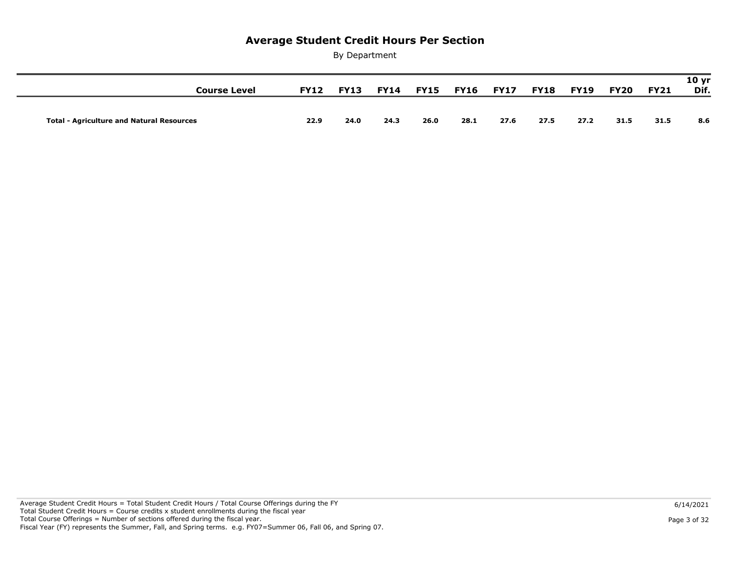# Average Student Credit Hours Per Section

By Department

| Course Level | FY12 | FY13 | FY14 | FY15 | FY16 | FY17 | FY18 | FY19 | FY20 | FY21 | 10 yr Dif. |
|---|---|---|---|---|---|---|---|---|---|---|---|
| **Total - Agriculture and Natural Resources** | **22.9** | **24.0** | **24.3** | **26.0** | **28.1** | **27.6** | **27.5** | **27.2** | **31.5** | **31.5** | **8.6** |

Average Student Credit Hours = Total Student Credit Hours / Total Course Offerings during the FY
Total Student Credit Hours = Course credits x student enrollments during the fiscal year
Total Course Offerings = Number of sections offered during the fiscal year.
Fiscal Year (FY) represents the Summer, Fall, and Spring terms. e.g. FY07=Summer 06, Fall 06, and Spring 07.

6/14/2021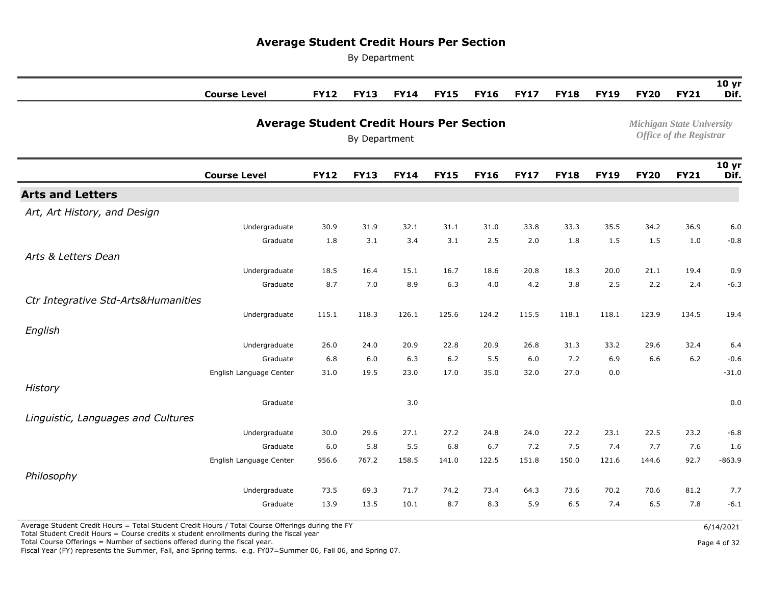# Average Student Credit Hours Per Section

By Department

Michigan State University
Office of the Registrar

| | Course Level | FY12 | FY13 | FY14 | FY15 | FY16 | FY17 | FY18 | FY19 | FY20 | FY21 | 10 yr Dif. |
|---|---|---|---|---|---|---|---|---|---|---|---|---|
| **Arts and Letters** | | | | | | | | | | | | |
| *Art, Art History, and Design* | | | | | | | | | | | | |
| | Undergraduate | 30.9 | 31.9 | 32.1 | 31.1 | 31.0 | 33.8 | 33.3 | 35.5 | 34.2 | 36.9 | 6.0 |
| | Graduate | 1.8 | 3.1 | 3.4 | 3.1 | 2.5 | 2.0 | 1.8 | 1.5 | 1.5 | 1.0 | -0.8 |
| *Arts & Letters Dean* | | | | | | | | | | | | |
| | Undergraduate | 18.5 | 16.4 | 15.1 | 16.7 | 18.6 | 20.8 | 18.3 | 20.0 | 21.1 | 19.4 | 0.9 |
| | Graduate | 8.7 | 7.0 | 8.9 | 6.3 | 4.0 | 4.2 | 3.8 | 2.5 | 2.2 | 2.4 | -6.3 |
| *Ctr Integrative Std-Arts&Humanities* | | | | | | | | | | | | |
| | Undergraduate | 115.1 | 118.3 | 126.1 | 125.6 | 124.2 | 115.5 | 118.1 | 118.1 | 123.9 | 134.5 | 19.4 |
| *English* | | | | | | | | | | | | |
| | Undergraduate | 26.0 | 24.0 | 20.9 | 22.8 | 20.9 | 26.8 | 31.3 | 33.2 | 29.6 | 32.4 | 6.4 |
| | Graduate | 6.8 | 6.0 | 6.3 | 6.2 | 5.5 | 6.0 | 7.2 | 6.9 | 6.6 | 6.2 | -0.6 |
| | English Language Center | 31.0 | 19.5 | 23.0 | 17.0 | 35.0 | 32.0 | 27.0 | 0.0 | | | -31.0 |
| *History* | | | | | | | | | | | | |
| | Graduate | | | 3.0 | | | | | | | | 0.0 |
| *Linguistic, Languages and Cultures* | | | | | | | | | | | | |
| | Undergraduate | 30.0 | 29.6 | 27.1 | 27.2 | 24.8 | 24.0 | 22.2 | 23.1 | 22.5 | 23.2 | -6.8 |
| | Graduate | 6.0 | 5.8 | 5.5 | 6.8 | 6.7 | 7.2 | 7.5 | 7.4 | 7.7 | 7.6 | 1.6 |
| | English Language Center | 956.6 | 767.2 | 158.5 | 141.0 | 122.5 | 151.8 | 150.0 | 121.6 | 144.6 | 92.7 | -863.9 |
| *Philosophy* | | | | | | | | | | | | |
| | Undergraduate | 73.5 | 69.3 | 71.7 | 74.2 | 73.4 | 64.3 | 73.6 | 70.2 | 70.6 | 81.2 | 7.7 |
| | Graduate | 13.9 | 13.5 | 10.1 | 8.7 | 8.3 | 5.9 | 6.5 | 7.4 | 6.5 | 7.8 | -6.1 |

Average Student Credit Hours = Total Student Credit Hours / Total Course Offerings during the FY
Total Student Credit Hours = Course credits x student enrollments during the fiscal year
Total Course Offerings = Number of sections offered during the fiscal year.
Fiscal Year (FY) represents the Summer, Fall, and Spring terms. e.g. FY07=Summer 06, Fall 06, and Spring 07.

6/14/2021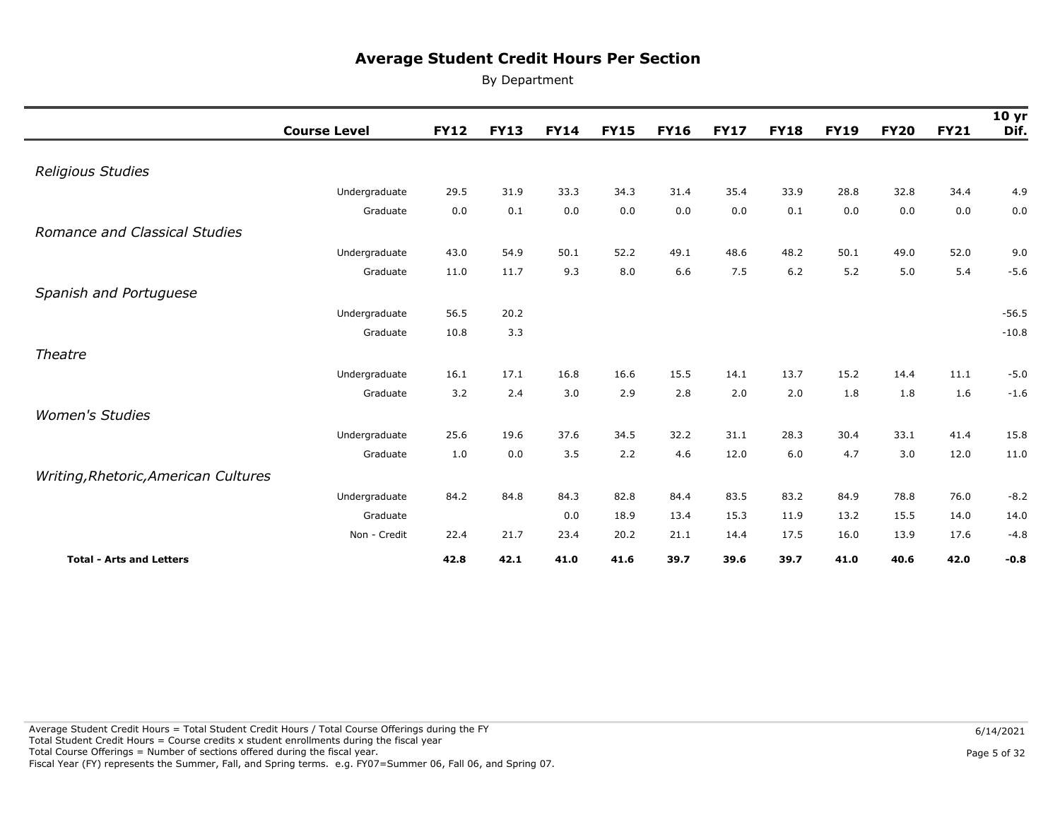# Average Student Credit Hours Per Section

By Department

| | Course Level | FY12 | FY13 | FY14 | FY15 | FY16 | FY17 | FY18 | FY19 | FY20 | FY21 | 10 yr Dif. |
|---|---|---|---|---|---|---|---|---|---|---|---|---|
| *Religious Studies* | | | | | | | | | | | | |
| | Undergraduate | 29.5 | 31.9 | 33.3 | 34.3 | 31.4 | 35.4 | 33.9 | 28.8 | 32.8 | 34.4 | 4.9 |
| | Graduate | 0.0 | 0.1 | 0.0 | 0.0 | 0.0 | 0.0 | 0.1 | 0.0 | 0.0 | 0.0 | 0.0 |
| *Romance and Classical Studies* | | | | | | | | | | | | |
| | Undergraduate | 43.0 | 54.9 | 50.1 | 52.2 | 49.1 | 48.6 | 48.2 | 50.1 | 49.0 | 52.0 | 9.0 |
| | Graduate | 11.0 | 11.7 | 9.3 | 8.0 | 6.6 | 7.5 | 6.2 | 5.2 | 5.0 | 5.4 | -5.6 |
| *Spanish and Portuguese* | | | | | | | | | | | | |
| | Undergraduate | 56.5 | 20.2 | | | | | | | | | -56.5 |
| | Graduate | 10.8 | 3.3 | | | | | | | | | -10.8 |
| *Theatre* | | | | | | | | | | | | |
| | Undergraduate | 16.1 | 17.1 | 16.8 | 16.6 | 15.5 | 14.1 | 13.7 | 15.2 | 14.4 | 11.1 | -5.0 |
| | Graduate | 3.2 | 2.4 | 3.0 | 2.9 | 2.8 | 2.0 | 2.0 | 1.8 | 1.8 | 1.6 | -1.6 |
| *Women's Studies* | | | | | | | | | | | | |
| | Undergraduate | 25.6 | 19.6 | 37.6 | 34.5 | 32.2 | 31.1 | 28.3 | 30.4 | 33.1 | 41.4 | 15.8 |
| | Graduate | 1.0 | 0.0 | 3.5 | 2.2 | 4.6 | 12.0 | 6.0 | 4.7 | 3.0 | 12.0 | 11.0 |
| *Writing,Rhetoric,American Cultures* | | | | | | | | | | | | |
| | Undergraduate | 84.2 | 84.8 | 84.3 | 82.8 | 84.4 | 83.5 | 83.2 | 84.9 | 78.8 | 76.0 | -8.2 |
| | Graduate | | | 0.0 | 18.9 | 13.4 | 15.3 | 11.9 | 13.2 | 15.5 | 14.0 | 14.0 |
| | Non - Credit | 22.4 | 21.7 | 23.4 | 20.2 | 21.1 | 14.4 | 17.5 | 16.0 | 13.9 | 17.6 | -4.8 |
| **Total - Arts and Letters** | | **42.8** | **42.1** | **41.0** | **41.6** | **39.7** | **39.6** | **39.7** | **41.0** | **40.6** | **42.0** | **-0.8** |

Average Student Credit Hours = Total Student Credit Hours / Total Course Offerings during the FY
Total Student Credit Hours = Course credits x student enrollments during the fiscal year
Total Course Offerings = Number of sections offered during the fiscal year.
Fiscal Year (FY) represents the Summer, Fall, and Spring terms. e.g. FY07=Summer 06, Fall 06, and Spring 07.

6/14/2021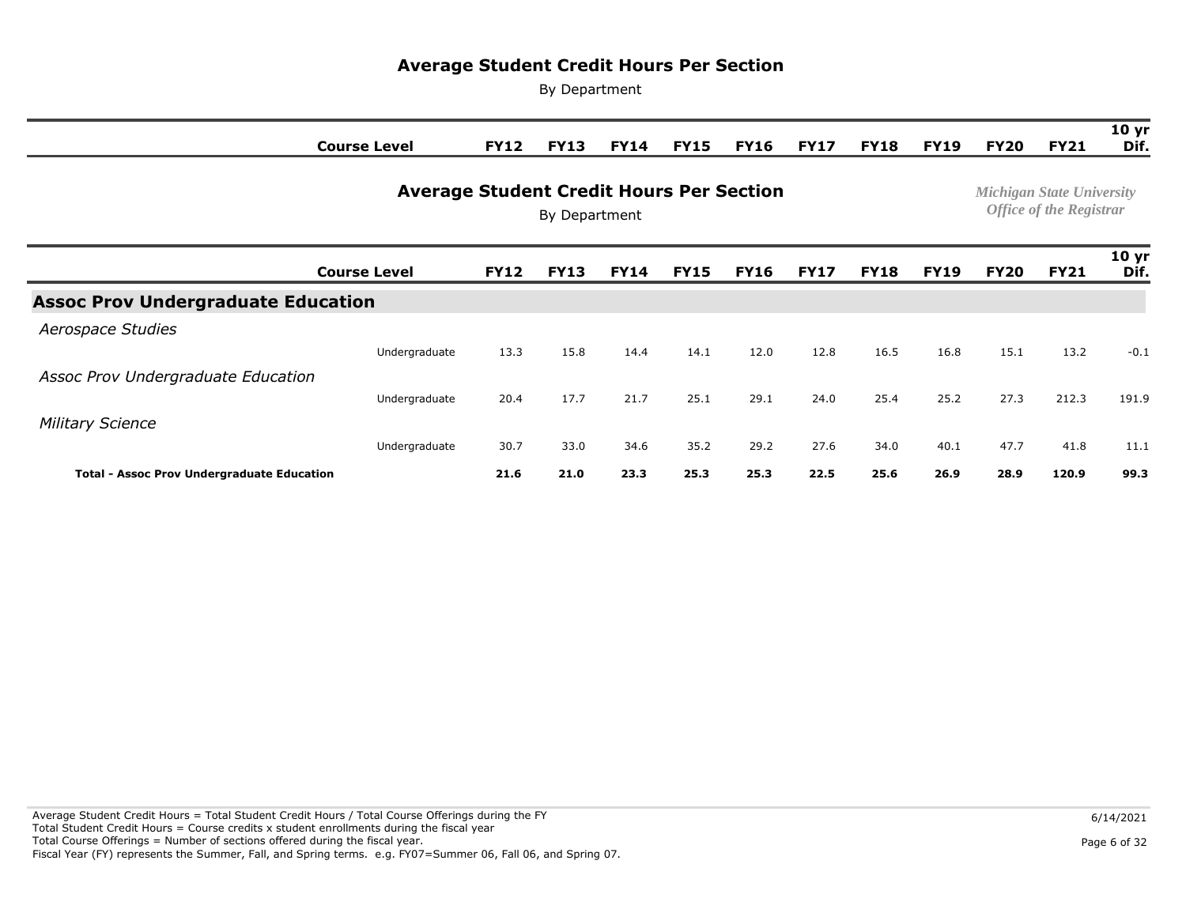# Average Student Credit Hours Per Section

By Department

*Michigan State University*
*Office of the Registrar*

| | Course Level | FY12 | FY13 | FY14 | FY15 | FY16 | FY17 | FY18 | FY19 | FY20 | FY21 | 10 yr Dif. |
|---|---|---|---|---|---|---|---|---|---|---|---|---|
| **Assoc Prov Undergraduate Education** | | | | | | | | | | | | |
| *Aerospace Studies* | | | | | | | | | | | | |
| | Undergraduate | 13.3 | 15.8 | 14.4 | 14.1 | 12.0 | 12.8 | 16.5 | 16.8 | 15.1 | 13.2 | -0.1 |
| *Assoc Prov Undergraduate Education* | | | | | | | | | | | | |
| | Undergraduate | 20.4 | 17.7 | 21.7 | 25.1 | 29.1 | 24.0 | 25.4 | 25.2 | 27.3 | 212.3 | 191.9 |
| *Military Science* | | | | | | | | | | | | |
| | Undergraduate | 30.7 | 33.0 | 34.6 | 35.2 | 29.2 | 27.6 | 34.0 | 40.1 | 47.7 | 41.8 | 11.1 |
| **Total - Assoc Prov Undergraduate Education** | | **21.6** | **21.0** | **23.3** | **25.3** | **25.3** | **22.5** | **25.6** | **26.9** | **28.9** | **120.9** | **99.3** |

Average Student Credit Hours = Total Student Credit Hours / Total Course Offerings during the FY
Total Student Credit Hours = Course credits x student enrollments during the fiscal year
Total Course Offerings = Number of sections offered during the fiscal year.
Fiscal Year (FY) represents the Summer, Fall, and Spring terms. e.g. FY07=Summer 06, Fall 06, and Spring 07.

6/14/2021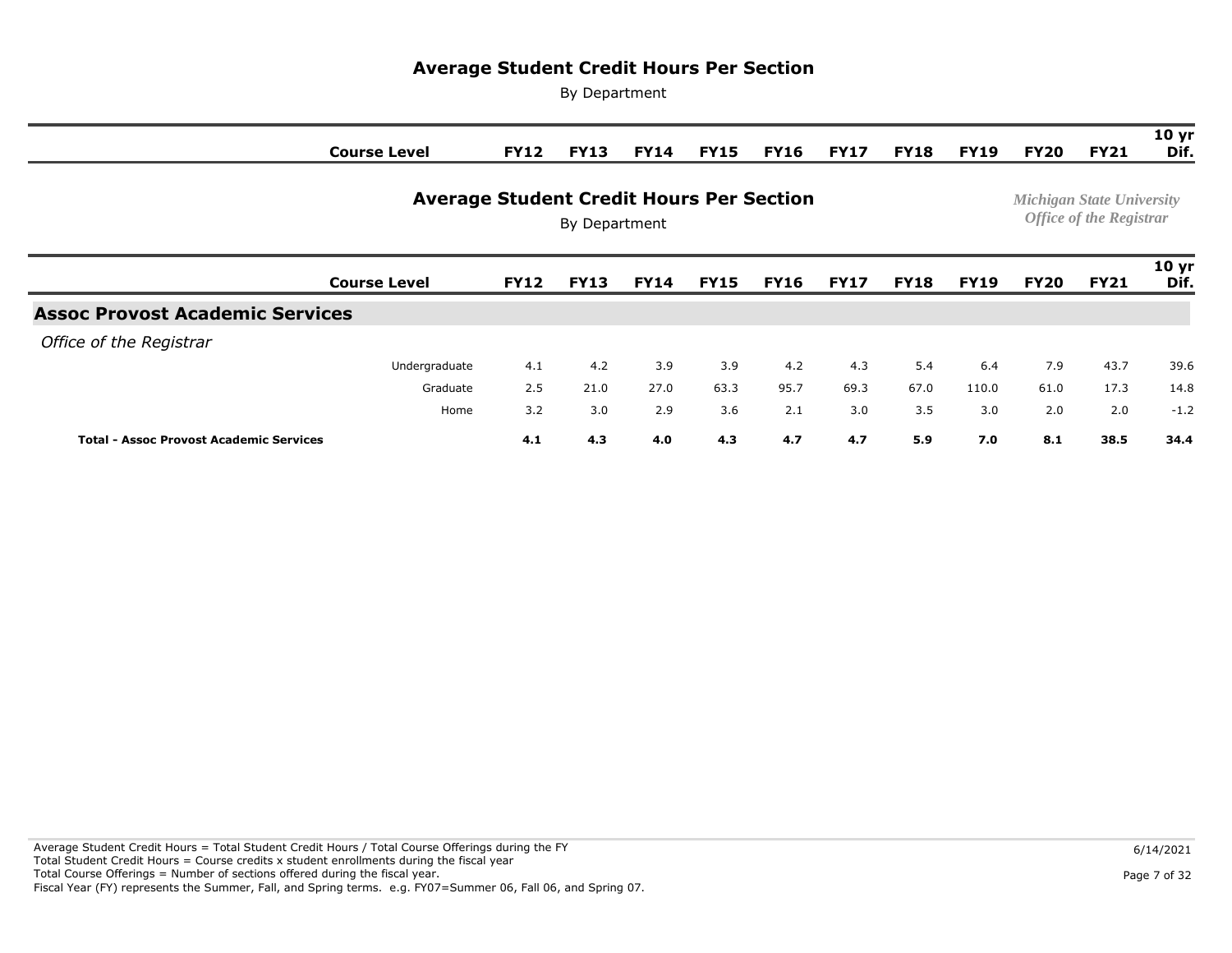# Average Student Credit Hours Per Section

By Department

*Michigan State University*
*Office of the Registrar*

| Course Level | FY12 | FY13 | FY14 | FY15 | FY16 | FY17 | FY18 | FY19 | FY20 | FY21 | 10 yr Dif. |
|---|---|---|---|---|---|---|---|---|---|---|---|
| **Assoc Provost Academic Services** | | | | | | | | | | | |
| *Office of the Registrar* | | | | | | | | | | | |
| Undergraduate | 4.1 | 4.2 | 3.9 | 3.9 | 4.2 | 4.3 | 5.4 | 6.4 | 7.9 | 43.7 | 39.6 |
| Graduate | 2.5 | 21.0 | 27.0 | 63.3 | 95.7 | 69.3 | 67.0 | 110.0 | 61.0 | 17.3 | 14.8 |
| Home | 3.2 | 3.0 | 2.9 | 3.6 | 2.1 | 3.0 | 3.5 | 3.0 | 2.0 | 2.0 | -1.2 |
| **Total - Assoc Provost Academic Services** | **4.1** | **4.3** | **4.0** | **4.3** | **4.7** | **4.7** | **5.9** | **7.0** | **8.1** | **38.5** | **34.4** |

Average Student Credit Hours = Total Student Credit Hours / Total Course Offerings during the FY
Total Student Credit Hours = Course credits x student enrollments during the fiscal year
Total Course Offerings = Number of sections offered during the fiscal year.
Fiscal Year (FY) represents the Summer, Fall, and Spring terms. e.g. FY07=Summer 06, Fall 06, and Spring 07.

6/14/2021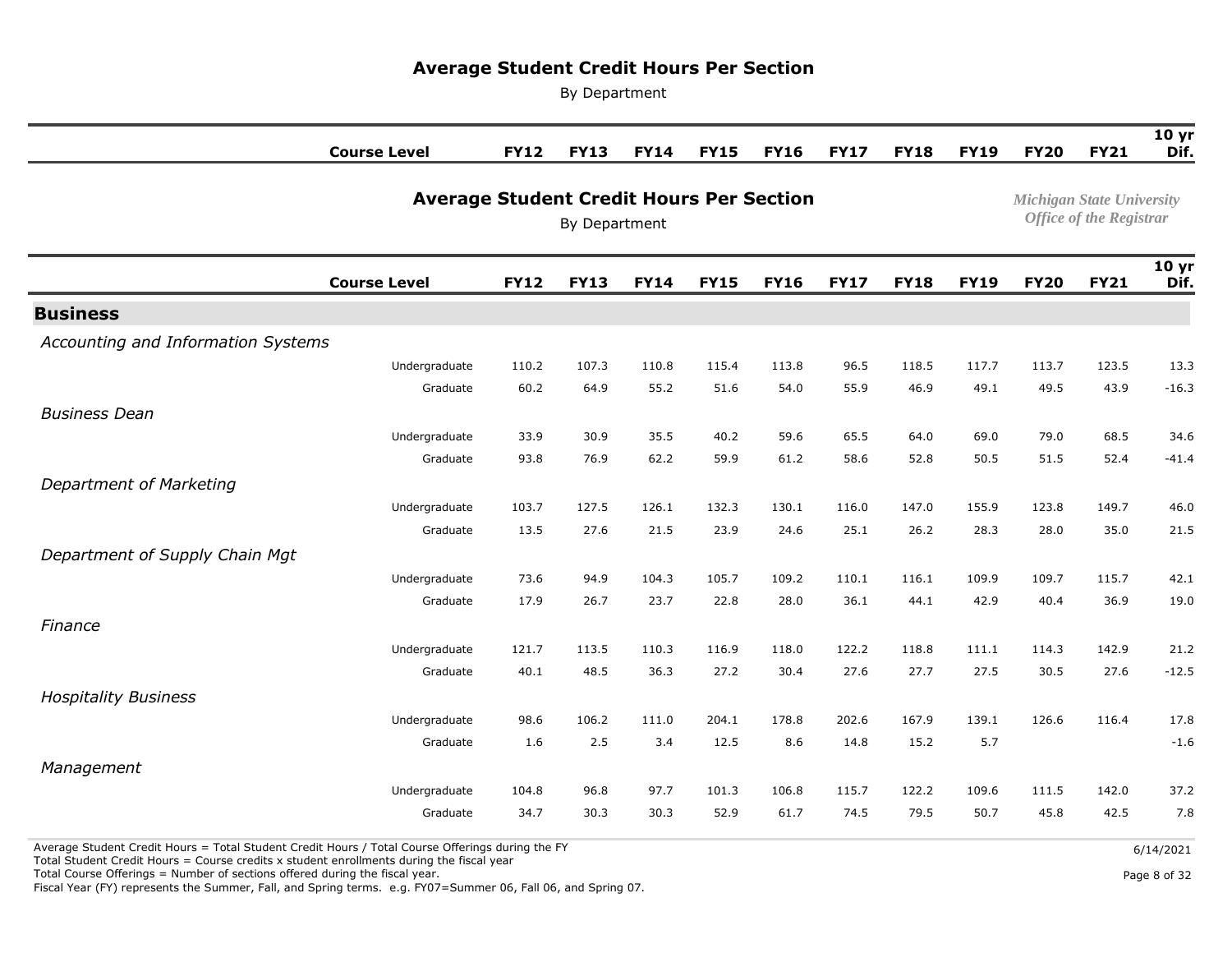# Average Student Credit Hours Per Section

By Department

Michigan State University
Office of the Registrar

| Course Level | | FY12 | FY13 | FY14 | FY15 | FY16 | FY17 | FY18 | FY19 | FY20 | FY21 | 10 yr Dif. |
|---|---|---|---|---|---|---|---|---|---|---|---|---|
| **Business** | | | | | | | | | | | | |
| *Accounting and Information Systems* | | | | | | | | | | | | |
| | Undergraduate | 110.2 | 107.3 | 110.8 | 115.4 | 113.8 | 96.5 | 118.5 | 117.7 | 113.7 | 123.5 | 13.3 |
| | Graduate | 60.2 | 64.9 | 55.2 | 51.6 | 54.0 | 55.9 | 46.9 | 49.1 | 49.5 | 43.9 | -16.3 |
| *Business Dean* | | | | | | | | | | | | |
| | Undergraduate | 33.9 | 30.9 | 35.5 | 40.2 | 59.6 | 65.5 | 64.0 | 69.0 | 79.0 | 68.5 | 34.6 |
| | Graduate | 93.8 | 76.9 | 62.2 | 59.9 | 61.2 | 58.6 | 52.8 | 50.5 | 51.5 | 52.4 | -41.4 |
| *Department of Marketing* | | | | | | | | | | | | |
| | Undergraduate | 103.7 | 127.5 | 126.1 | 132.3 | 130.1 | 116.0 | 147.0 | 155.9 | 123.8 | 149.7 | 46.0 |
| | Graduate | 13.5 | 27.6 | 21.5 | 23.9 | 24.6 | 25.1 | 26.2 | 28.3 | 28.0 | 35.0 | 21.5 |
| *Department of Supply Chain Mgt* | | | | | | | | | | | | |
| | Undergraduate | 73.6 | 94.9 | 104.3 | 105.7 | 109.2 | 110.1 | 116.1 | 109.9 | 109.7 | 115.7 | 42.1 |
| | Graduate | 17.9 | 26.7 | 23.7 | 22.8 | 28.0 | 36.1 | 44.1 | 42.9 | 40.4 | 36.9 | 19.0 |
| *Finance* | | | | | | | | | | | | |
| | Undergraduate | 121.7 | 113.5 | 110.3 | 116.9 | 118.0 | 122.2 | 118.8 | 111.1 | 114.3 | 142.9 | 21.2 |
| | Graduate | 40.1 | 48.5 | 36.3 | 27.2 | 30.4 | 27.6 | 27.7 | 27.5 | 30.5 | 27.6 | -12.5 |
| *Hospitality Business* | | | | | | | | | | | | |
| | Undergraduate | 98.6 | 106.2 | 111.0 | 204.1 | 178.8 | 202.6 | 167.9 | 139.1 | 126.6 | 116.4 | 17.8 |
| | Graduate | 1.6 | 2.5 | 3.4 | 12.5 | 8.6 | 14.8 | 15.2 | 5.7 | | | -1.6 |
| *Management* | | | | | | | | | | | | |
| | Undergraduate | 104.8 | 96.8 | 97.7 | 101.3 | 106.8 | 115.7 | 122.2 | 109.6 | 111.5 | 142.0 | 37.2 |
| | Graduate | 34.7 | 30.3 | 30.3 | 52.9 | 61.7 | 74.5 | 79.5 | 50.7 | 45.8 | 42.5 | 7.8 |

Average Student Credit Hours = Total Student Credit Hours / Total Course Offerings during the FY
Total Student Credit Hours = Course credits x student enrollments during the fiscal year
Total Course Offerings = Number of sections offered during the fiscal year.
Fiscal Year (FY) represents the Summer, Fall, and Spring terms. e.g. FY07=Summer 06, Fall 06, and Spring 07.

6/14/2021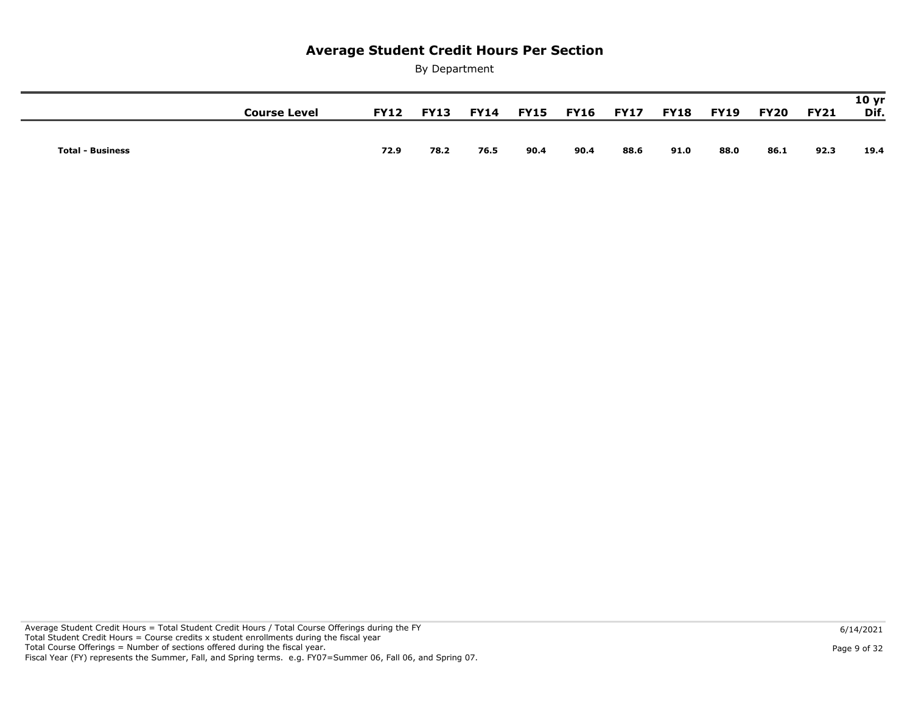# Average Student Credit Hours Per Section

By Department

| | Course Level | FY12 | FY13 | FY14 | FY15 | FY16 | FY17 | FY18 | FY19 | FY20 | FY21 | 10 yr Dif. |
|---|---|---|---|---|---|---|---|---|---|---|---|---|
| **Total - Business** | | **72.9** | **78.2** | **76.5** | **90.4** | **90.4** | **88.6** | **91.0** | **88.0** | **86.1** | **92.3** | **19.4** |

Average Student Credit Hours = Total Student Credit Hours / Total Course Offerings during the FY
Total Student Credit Hours = Course credits x student enrollments during the fiscal year
Total Course Offerings = Number of sections offered during the fiscal year.
Fiscal Year (FY) represents the Summer, Fall, and Spring terms. e.g. FY07=Summer 06, Fall 06, and Spring 07.

6/14/2021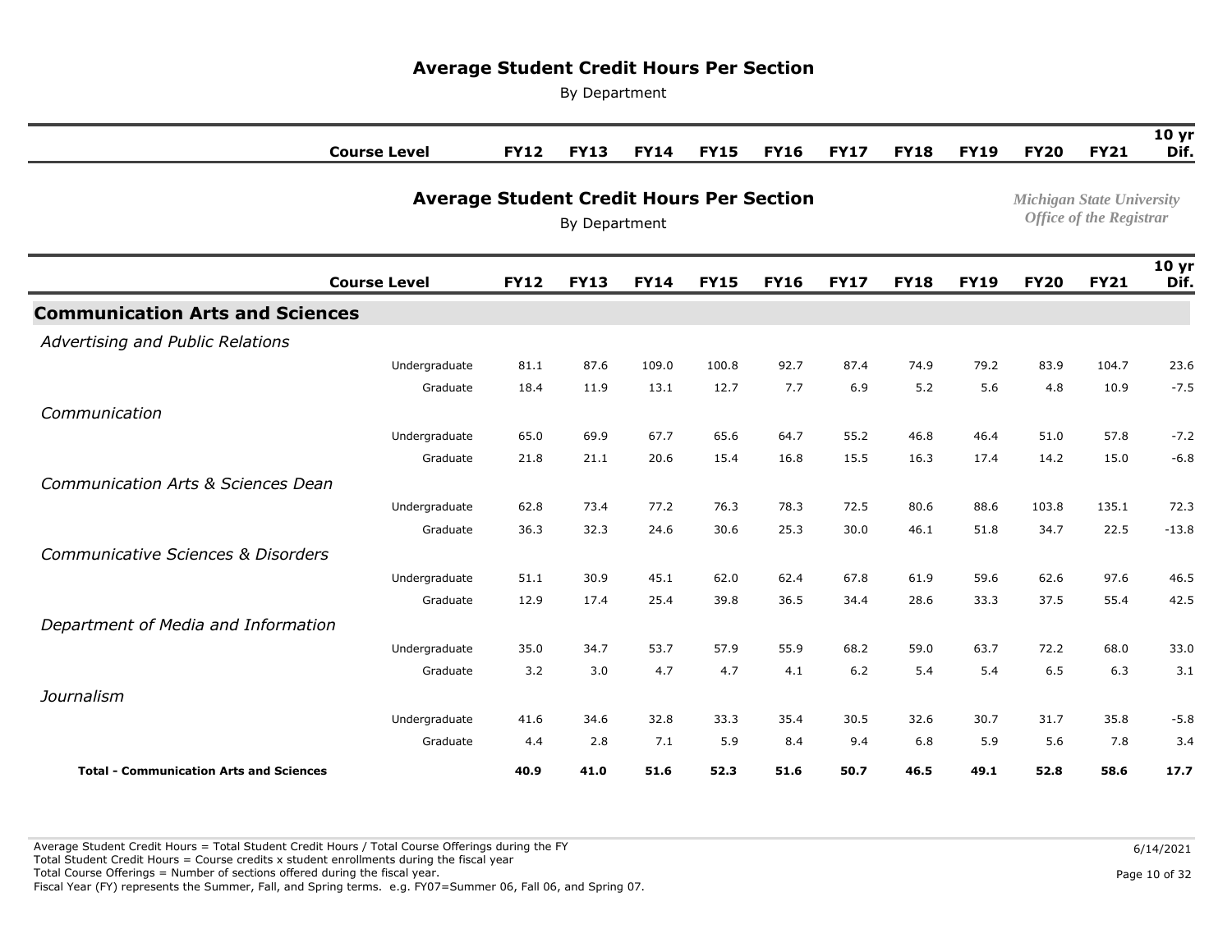# Average Student Credit Hours Per Section

By Department

*Michigan State University*
*Office of the Registrar*

| Course Level | FY12 | FY13 | FY14 | FY15 | FY16 | FY17 | FY18 | FY19 | FY20 | FY21 | 10 yr Dif. |
|---|---|---|---|---|---|---|---|---|---|---|---|
| **Communication Arts and Sciences** | | | | | | | | | | | |
| *Advertising and Public Relations* | | | | | | | | | | | |
| Undergraduate | 81.1 | 87.6 | 109.0 | 100.8 | 92.7 | 87.4 | 74.9 | 79.2 | 83.9 | 104.7 | 23.6 |
| Graduate | 18.4 | 11.9 | 13.1 | 12.7 | 7.7 | 6.9 | 5.2 | 5.6 | 4.8 | 10.9 | -7.5 |
| *Communication* | | | | | | | | | | | |
| Undergraduate | 65.0 | 69.9 | 67.7 | 65.6 | 64.7 | 55.2 | 46.8 | 46.4 | 51.0 | 57.8 | -7.2 |
| Graduate | 21.8 | 21.1 | 20.6 | 15.4 | 16.8 | 15.5 | 16.3 | 17.4 | 14.2 | 15.0 | -6.8 |
| *Communication Arts & Sciences Dean* | | | | | | | | | | | |
| Undergraduate | 62.8 | 73.4 | 77.2 | 76.3 | 78.3 | 72.5 | 80.6 | 88.6 | 103.8 | 135.1 | 72.3 |
| Graduate | 36.3 | 32.3 | 24.6 | 30.6 | 25.3 | 30.0 | 46.1 | 51.8 | 34.7 | 22.5 | -13.8 |
| *Communicative Sciences & Disorders* | | | | | | | | | | | |
| Undergraduate | 51.1 | 30.9 | 45.1 | 62.0 | 62.4 | 67.8 | 61.9 | 59.6 | 62.6 | 97.6 | 46.5 |
| Graduate | 12.9 | 17.4 | 25.4 | 39.8 | 36.5 | 34.4 | 28.6 | 33.3 | 37.5 | 55.4 | 42.5 |
| *Department of Media and Information* | | | | | | | | | | | |
| Undergraduate | 35.0 | 34.7 | 53.7 | 57.9 | 55.9 | 68.2 | 59.0 | 63.7 | 72.2 | 68.0 | 33.0 |
| Graduate | 3.2 | 3.0 | 4.7 | 4.7 | 4.1 | 6.2 | 5.4 | 5.4 | 6.5 | 6.3 | 3.1 |
| *Journalism* | | | | | | | | | | | |
| Undergraduate | 41.6 | 34.6 | 32.8 | 33.3 | 35.4 | 30.5 | 32.6 | 30.7 | 31.7 | 35.8 | -5.8 |
| Graduate | 4.4 | 2.8 | 7.1 | 5.9 | 8.4 | 9.4 | 6.8 | 5.9 | 5.6 | 7.8 | 3.4 |
| **Total - Communication Arts and Sciences** | **40.9** | **41.0** | **51.6** | **52.3** | **51.6** | **50.7** | **46.5** | **49.1** | **52.8** | **58.6** | **17.7** |

Average Student Credit Hours = Total Student Credit Hours / Total Course Offerings during the FY
Total Student Credit Hours = Course credits x student enrollments during the fiscal year
Total Course Offerings = Number of sections offered during the fiscal year.
Fiscal Year (FY) represents the Summer, Fall, and Spring terms. e.g. FY07=Summer 06, Fall 06, and Spring 07.

6/14/2021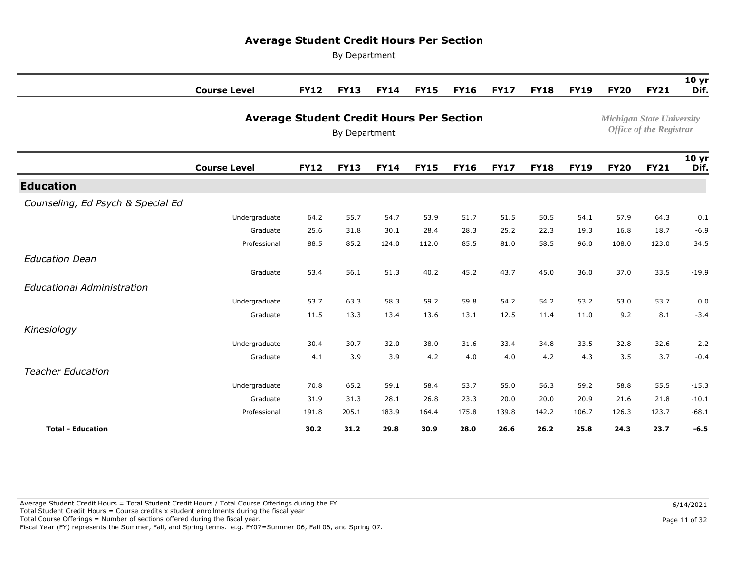# Average Student Credit Hours Per Section

By Department

*Michigan State University*
*Office of the Registrar*

| | Course Level | FY12 | FY13 | FY14 | FY15 | FY16 | FY17 | FY18 | FY19 | FY20 | FY21 | 10 yr Dif. |
|---|---|---|---|---|---|---|---|---|---|---|---|---|
| **Education** | | | | | | | | | | | | |
| *Counseling, Ed Psych & Special Ed* | | | | | | | | | | | | |
| | Undergraduate | 64.2 | 55.7 | 54.7 | 53.9 | 51.7 | 51.5 | 50.5 | 54.1 | 57.9 | 64.3 | 0.1 |
| | Graduate | 25.6 | 31.8 | 30.1 | 28.4 | 28.3 | 25.2 | 22.3 | 19.3 | 16.8 | 18.7 | -6.9 |
| | Professional | 88.5 | 85.2 | 124.0 | 112.0 | 85.5 | 81.0 | 58.5 | 96.0 | 108.0 | 123.0 | 34.5 |
| *Education Dean* | | | | | | | | | | | | |
| | Graduate | 53.4 | 56.1 | 51.3 | 40.2 | 45.2 | 43.7 | 45.0 | 36.0 | 37.0 | 33.5 | -19.9 |
| *Educational Administration* | | | | | | | | | | | | |
| | Undergraduate | 53.7 | 63.3 | 58.3 | 59.2 | 59.8 | 54.2 | 54.2 | 53.2 | 53.0 | 53.7 | 0.0 |
| | Graduate | 11.5 | 13.3 | 13.4 | 13.6 | 13.1 | 12.5 | 11.4 | 11.0 | 9.2 | 8.1 | -3.4 |
| *Kinesiology* | | | | | | | | | | | | |
| | Undergraduate | 30.4 | 30.7 | 32.0 | 38.0 | 31.6 | 33.4 | 34.8 | 33.5 | 32.8 | 32.6 | 2.2 |
| | Graduate | 4.1 | 3.9 | 3.9 | 4.2 | 4.0 | 4.0 | 4.2 | 4.3 | 3.5 | 3.7 | -0.4 |
| *Teacher Education* | | | | | | | | | | | | |
| | Undergraduate | 70.8 | 65.2 | 59.1 | 58.4 | 53.7 | 55.0 | 56.3 | 59.2 | 58.8 | 55.5 | -15.3 |
| | Graduate | 31.9 | 31.3 | 28.1 | 26.8 | 23.3 | 20.0 | 20.0 | 20.9 | 21.6 | 21.8 | -10.1 |
| | Professional | 191.8 | 205.1 | 183.9 | 164.4 | 175.8 | 139.8 | 142.2 | 106.7 | 126.3 | 123.7 | -68.1 |
| **Total - Education** | | **30.2** | **31.2** | **29.8** | **30.9** | **28.0** | **26.6** | **26.2** | **25.8** | **24.3** | **23.7** | **-6.5** |

Average Student Credit Hours = Total Student Credit Hours / Total Course Offerings during the FY
Total Student Credit Hours = Course credits x student enrollments during the fiscal year
Total Course Offerings = Number of sections offered during the fiscal year.
Fiscal Year (FY) represents the Summer, Fall, and Spring terms. e.g. FY07=Summer 06, Fall 06, and Spring 07.

6/14/2021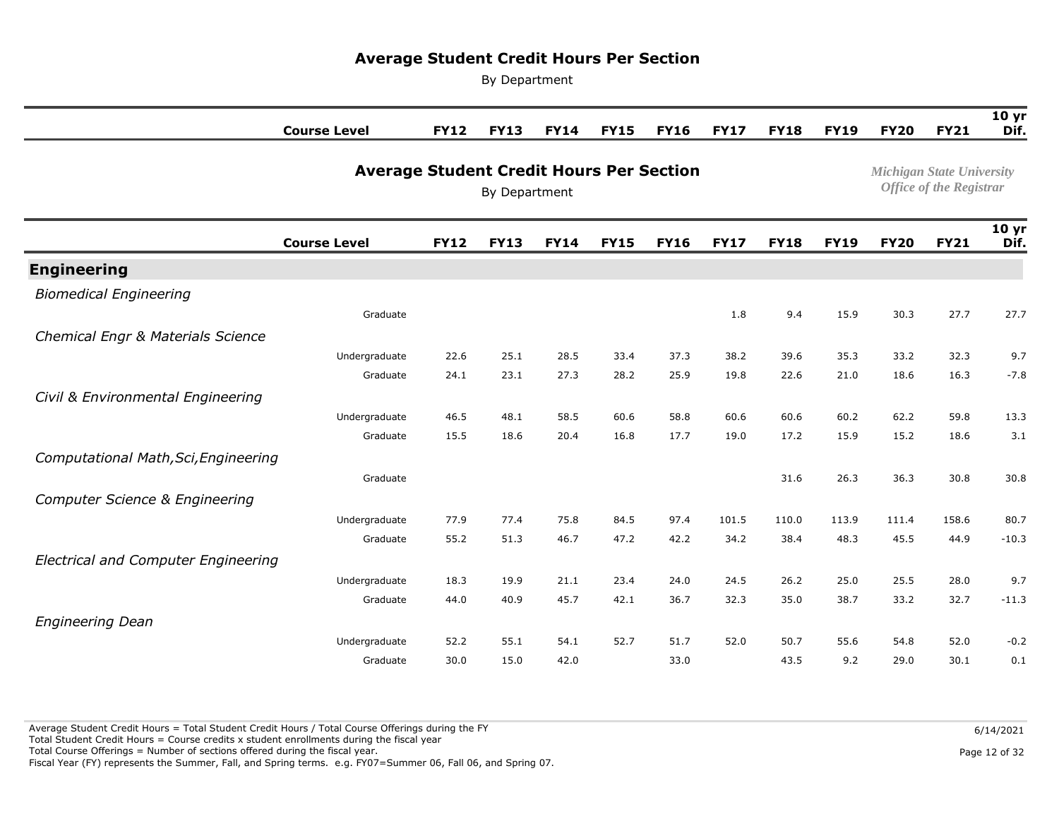# Average Student Credit Hours Per Section

By Department

*Michigan State University*
*Office of the Registrar*

| | Course Level | FY12 | FY13 | FY14 | FY15 | FY16 | FY17 | FY18 | FY19 | FY20 | FY21 | 10 yr Dif. |
|---|---|---|---|---|---|---|---|---|---|---|---|---|
| **Engineering** | | | | | | | | | | | | |
| *Biomedical Engineering* | | | | | | | | | | | | |
| | Graduate | | | | | | 1.8 | 9.4 | 15.9 | 30.3 | 27.7 | 27.7 |
| *Chemical Engr & Materials Science* | | | | | | | | | | | | |
| | Undergraduate | 22.6 | 25.1 | 28.5 | 33.4 | 37.3 | 38.2 | 39.6 | 35.3 | 33.2 | 32.3 | 9.7 |
| | Graduate | 24.1 | 23.1 | 27.3 | 28.2 | 25.9 | 19.8 | 22.6 | 21.0 | 18.6 | 16.3 | -7.8 |
| *Civil & Environmental Engineering* | | | | | | | | | | | | |
| | Undergraduate | 46.5 | 48.1 | 58.5 | 60.6 | 58.8 | 60.6 | 60.6 | 60.2 | 62.2 | 59.8 | 13.3 |
| | Graduate | 15.5 | 18.6 | 20.4 | 16.8 | 17.7 | 19.0 | 17.2 | 15.9 | 15.2 | 18.6 | 3.1 |
| *Computational Math,Sci,Engineering* | | | | | | | | | | | | |
| | Graduate | | | | | | | 31.6 | 26.3 | 36.3 | 30.8 | 30.8 |
| *Computer Science & Engineering* | | | | | | | | | | | | |
| | Undergraduate | 77.9 | 77.4 | 75.8 | 84.5 | 97.4 | 101.5 | 110.0 | 113.9 | 111.4 | 158.6 | 80.7 |
| | Graduate | 55.2 | 51.3 | 46.7 | 47.2 | 42.2 | 34.2 | 38.4 | 48.3 | 45.5 | 44.9 | -10.3 |
| *Electrical and Computer Engineering* | | | | | | | | | | | | |
| | Undergraduate | 18.3 | 19.9 | 21.1 | 23.4 | 24.0 | 24.5 | 26.2 | 25.0 | 25.5 | 28.0 | 9.7 |
| | Graduate | 44.0 | 40.9 | 45.7 | 42.1 | 36.7 | 32.3 | 35.0 | 38.7 | 33.2 | 32.7 | -11.3 |
| *Engineering Dean* | | | | | | | | | | | | |
| | Undergraduate | 52.2 | 55.1 | 54.1 | 52.7 | 51.7 | 52.0 | 50.7 | 55.6 | 54.8 | 52.0 | -0.2 |
| | Graduate | 30.0 | 15.0 | 42.0 | | 33.0 | | 43.5 | 9.2 | 29.0 | 30.1 | 0.1 |

Average Student Credit Hours = Total Student Credit Hours / Total Course Offerings during the FY
Total Student Credit Hours = Course credits x student enrollments during the fiscal year
Total Course Offerings = Number of sections offered during the fiscal year.
Fiscal Year (FY) represents the Summer, Fall, and Spring terms. e.g. FY07=Summer 06, Fall 06, and Spring 07.

6/14/2021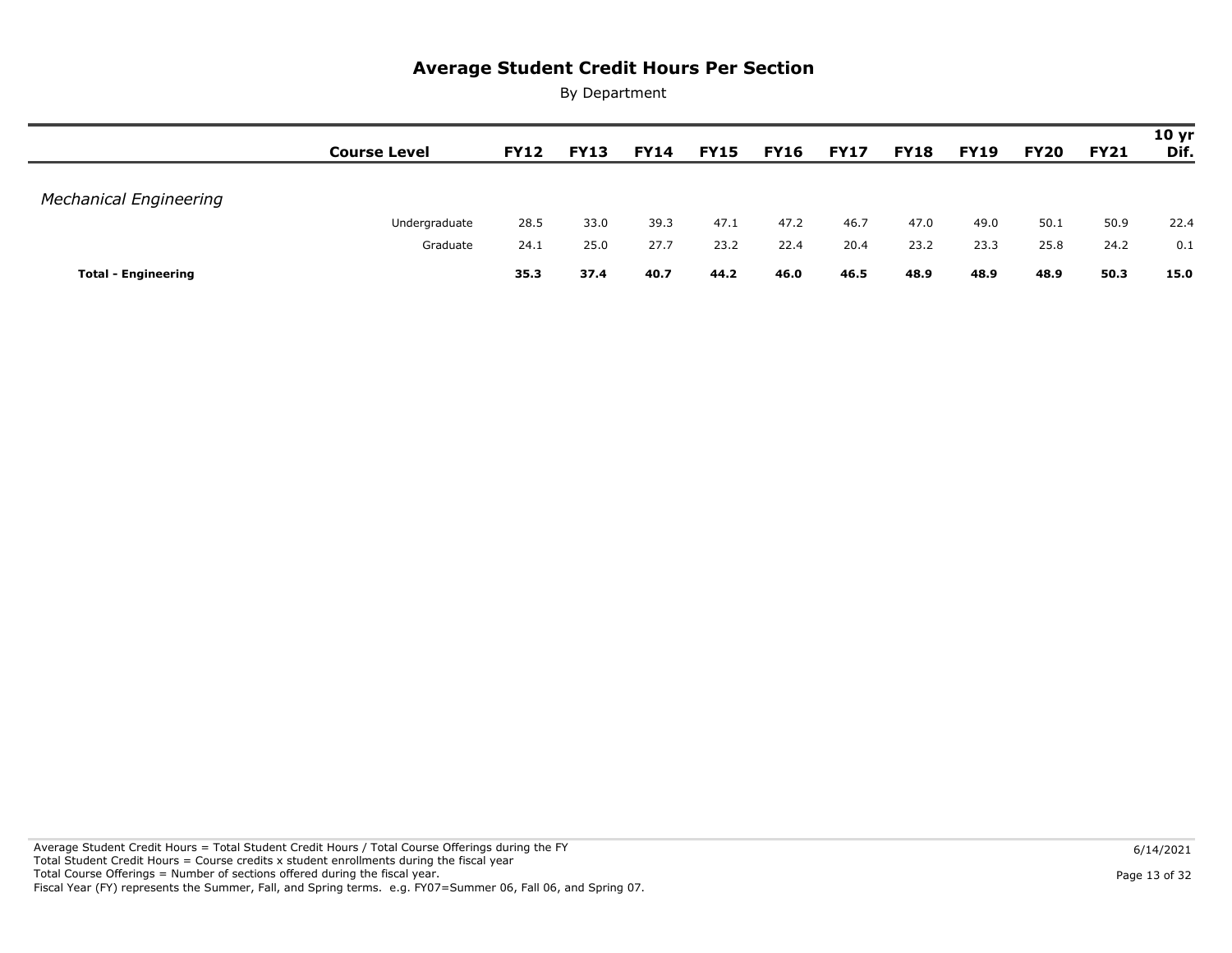# Average Student Credit Hours Per Section

By Department

| | Course Level | FY12 | FY13 | FY14 | FY15 | FY16 | FY17 | FY18 | FY19 | FY20 | FY21 | 10 yr Dif. |
|---|---|---|---|---|---|---|---|---|---|---|---|---|
| *Mechanical Engineering* | | | | | | | | | | | | |
| | Undergraduate | 28.5 | 33.0 | 39.3 | 47.1 | 47.2 | 46.7 | 47.0 | 49.0 | 50.1 | 50.9 | 22.4 |
| | Graduate | 24.1 | 25.0 | 27.7 | 23.2 | 22.4 | 20.4 | 23.2 | 23.3 | 25.8 | 24.2 | 0.1 |
| **Total - Engineering** | | **35.3** | **37.4** | **40.7** | **44.2** | **46.0** | **46.5** | **48.9** | **48.9** | **48.9** | **50.3** | **15.0** |

Average Student Credit Hours = Total Student Credit Hours / Total Course Offerings during the FY
Total Student Credit Hours = Course credits x student enrollments during the fiscal year
Total Course Offerings = Number of sections offered during the fiscal year.
Fiscal Year (FY) represents the Summer, Fall, and Spring terms. e.g. FY07=Summer 06, Fall 06, and Spring 07.

6/14/2021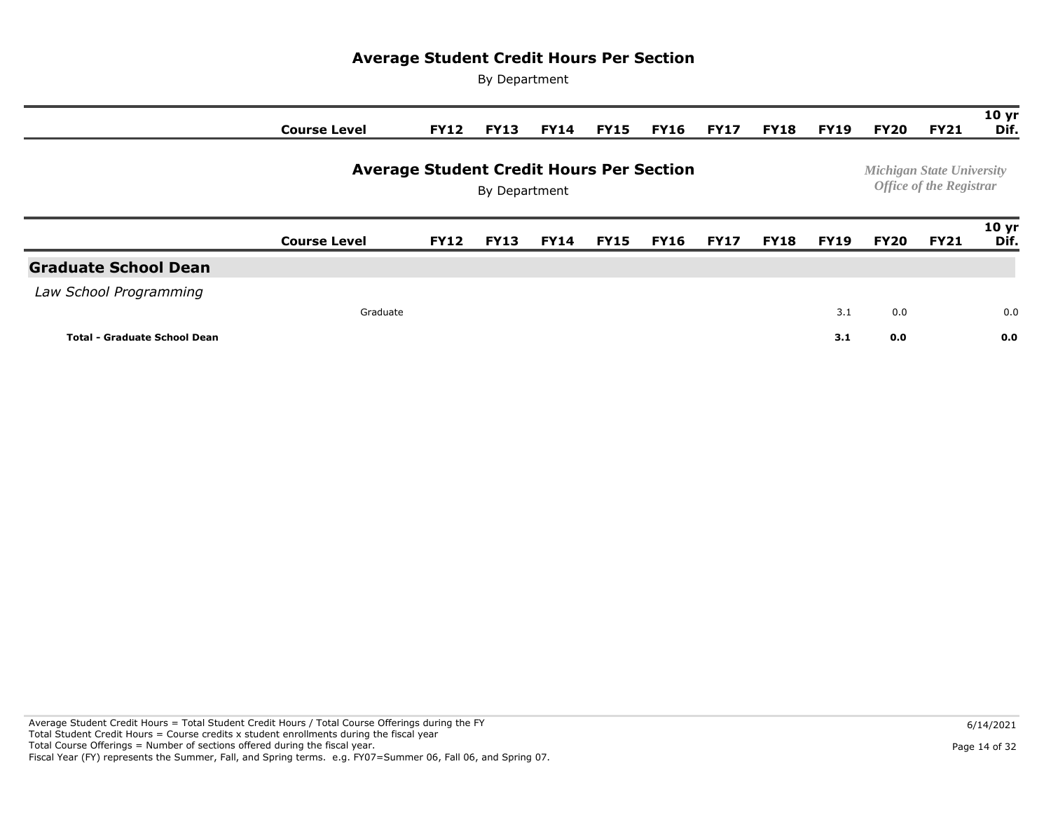# Average Student Credit Hours Per Section

By Department

*Michigan State University*
*Office of the Registrar*

| | Course Level | FY12 | FY13 | FY14 | FY15 | FY16 | FY17 | FY18 | FY19 | FY20 | FY21 | 10 yr Dif. |
|---|---|---|---|---|---|---|---|---|---|---|---|---|
| **Graduate School Dean** | | | | | | | | | | | | |
| *Law School Programming* | | | | | | | | | | | | |
| | Graduate | | | | | | | | 3.1 | 0.0 | | 0.0 |
| **Total - Graduate School Dean** | | | | | | | | | **3.1** | **0.0** | | **0.0** |

Average Student Credit Hours = Total Student Credit Hours / Total Course Offerings during the FY
Total Student Credit Hours = Course credits x student enrollments during the fiscal year
Total Course Offerings = Number of sections offered during the fiscal year.
Fiscal Year (FY) represents the Summer, Fall, and Spring terms. e.g. FY07=Summer 06, Fall 06, and Spring 07.

6/14/2021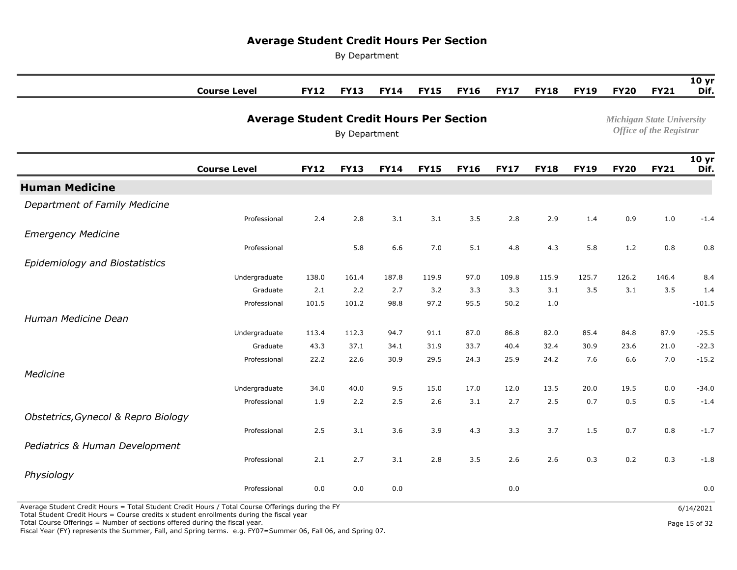## Average Student Credit Hours Per Section

By Department

*Michigan State University*
*Office of the Registrar*

| | Course Level | FY12 | FY13 | FY14 | FY15 | FY16 | FY17 | FY18 | FY19 | FY20 | FY21 | 10 yr Dif. |
|---|---|---|---|---|---|---|---|---|---|---|---|---|
| **Human Medicine** | | | | | | | | | | | | |
| *Department of Family Medicine* | | | | | | | | | | | | |
| | Professional | 2.4 | 2.8 | 3.1 | 3.1 | 3.5 | 2.8 | 2.9 | 1.4 | 0.9 | 1.0 | -1.4 |
| *Emergency Medicine* | | | | | | | | | | | | |
| | Professional | | 5.8 | 6.6 | 7.0 | 5.1 | 4.8 | 4.3 | 5.8 | 1.2 | 0.8 | 0.8 |
| *Epidemiology and Biostatistics* | | | | | | | | | | | | |
| | Undergraduate | 138.0 | 161.4 | 187.8 | 119.9 | 97.0 | 109.8 | 115.9 | 125.7 | 126.2 | 146.4 | 8.4 |
| | Graduate | 2.1 | 2.2 | 2.7 | 3.2 | 3.3 | 3.3 | 3.1 | 3.5 | 3.1 | 3.5 | 1.4 |
| | Professional | 101.5 | 101.2 | 98.8 | 97.2 | 95.5 | 50.2 | 1.0 | | | | -101.5 |
| *Human Medicine Dean* | | | | | | | | | | | | |
| | Undergraduate | 113.4 | 112.3 | 94.7 | 91.1 | 87.0 | 86.8 | 82.0 | 85.4 | 84.8 | 87.9 | -25.5 |
| | Graduate | 43.3 | 37.1 | 34.1 | 31.9 | 33.7 | 40.4 | 32.4 | 30.9 | 23.6 | 21.0 | -22.3 |
| | Professional | 22.2 | 22.6 | 30.9 | 29.5 | 24.3 | 25.9 | 24.2 | 7.6 | 6.6 | 7.0 | -15.2 |
| *Medicine* | | | | | | | | | | | | |
| | Undergraduate | 34.0 | 40.0 | 9.5 | 15.0 | 17.0 | 12.0 | 13.5 | 20.0 | 19.5 | 0.0 | -34.0 |
| | Professional | 1.9 | 2.2 | 2.5 | 2.6 | 3.1 | 2.7 | 2.5 | 0.7 | 0.5 | 0.5 | -1.4 |
| *Obstetrics,Gynecol & Repro Biology* | | | | | | | | | | | | |
| | Professional | 2.5 | 3.1 | 3.6 | 3.9 | 4.3 | 3.3 | 3.7 | 1.5 | 0.7 | 0.8 | -1.7 |
| *Pediatrics & Human Development* | | | | | | | | | | | | |
| | Professional | 2.1 | 2.7 | 3.1 | 2.8 | 3.5 | 2.6 | 2.6 | 0.3 | 0.2 | 0.3 | -1.8 |
| *Physiology* | | | | | | | | | | | | |
| | Professional | 0.0 | 0.0 | 0.0 | | | 0.0 | | | | | 0.0 |

Average Student Credit Hours = Total Student Credit Hours / Total Course Offerings during the FY
Total Student Credit Hours = Course credits x student enrollments during the fiscal year
Total Course Offerings = Number of sections offered during the fiscal year.
Fiscal Year (FY) represents the Summer, Fall, and Spring terms. e.g. FY07=Summer 06, Fall 06, and Spring 07.

6/14/2021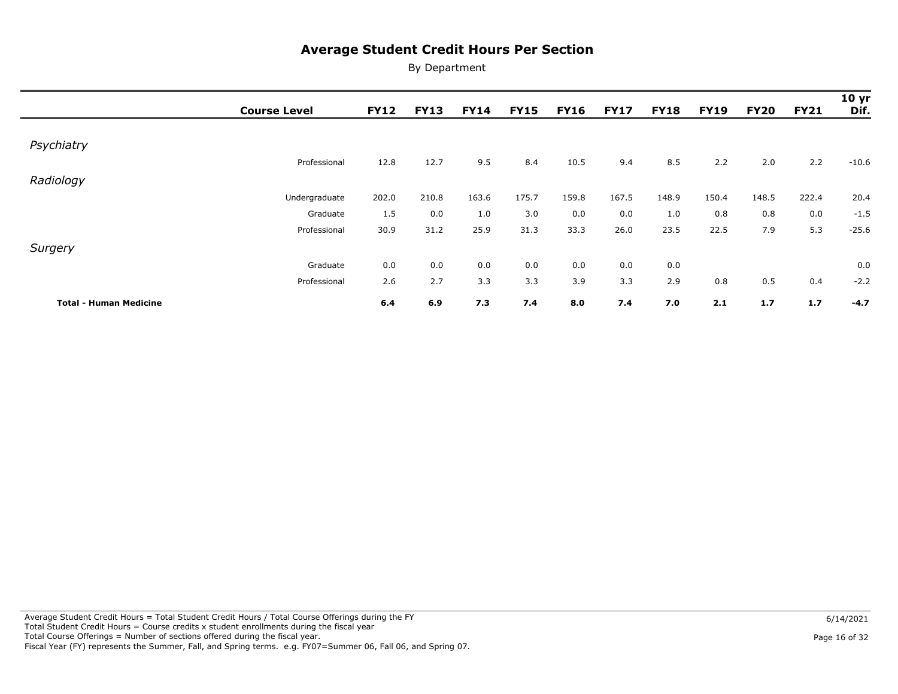# Average Student Credit Hours Per Section

By Department

| | Course Level | FY12 | FY13 | FY14 | FY15 | FY16 | FY17 | FY18 | FY19 | FY20 | FY21 | 10 yr Dif. |
|---|---|---|---|---|---|---|---|---|---|---|---|---|
| *Psychiatry* | | | | | | | | | | | | |
| | Professional | 12.8 | 12.7 | 9.5 | 8.4 | 10.5 | 9.4 | 8.5 | 2.2 | 2.0 | 2.2 | -10.6 |
| *Radiology* | | | | | | | | | | | | |
| | Undergraduate | 202.0 | 210.8 | 163.6 | 175.7 | 159.8 | 167.5 | 148.9 | 150.4 | 148.5 | 222.4 | 20.4 |
| | Graduate | 1.5 | 0.0 | 1.0 | 3.0 | 0.0 | 0.0 | 1.0 | 0.8 | 0.8 | 0.0 | -1.5 |
| | Professional | 30.9 | 31.2 | 25.9 | 31.3 | 33.3 | 26.0 | 23.5 | 22.5 | 7.9 | 5.3 | -25.6 |
| *Surgery* | | | | | | | | | | | | |
| | Graduate | 0.0 | 0.0 | 0.0 | 0.0 | 0.0 | 0.0 | 0.0 | | | | 0.0 |
| | Professional | 2.6 | 2.7 | 3.3 | 3.3 | 3.9 | 3.3 | 2.9 | 0.8 | 0.5 | 0.4 | -2.2 |
| **Total - Human Medicine** | | **6.4** | **6.9** | **7.3** | **7.4** | **8.0** | **7.4** | **7.0** | **2.1** | **1.7** | **1.7** | **-4.7** |

Average Student Credit Hours = Total Student Credit Hours / Total Course Offerings during the FY
Total Student Credit Hours = Course credits x student enrollments during the fiscal year
Total Course Offerings = Number of sections offered during the fiscal year.
Fiscal Year (FY) represents the Summer, Fall, and Spring terms. e.g. FY07=Summer 06, Fall 06, and Spring 07.

6/14/2021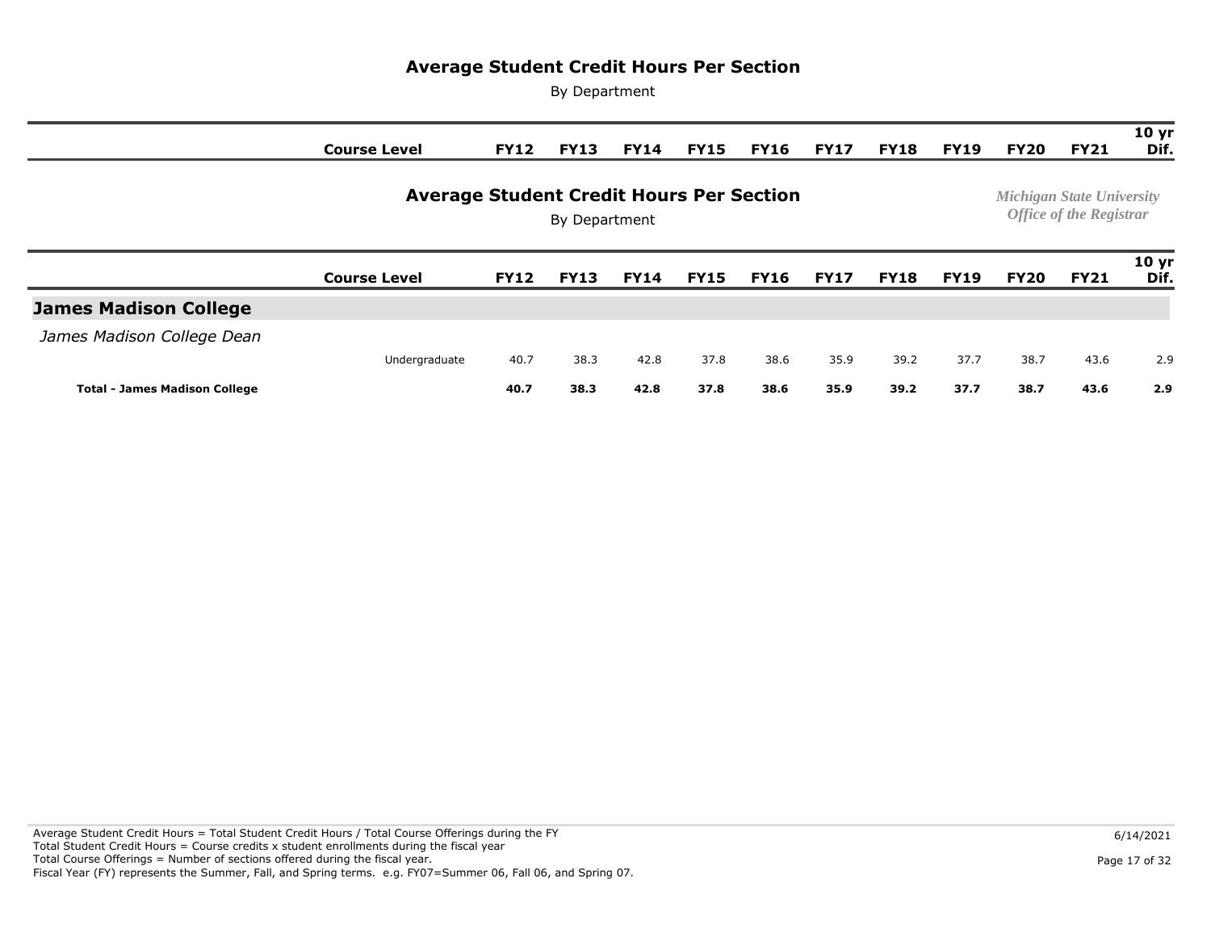## Average Student Credit Hours Per Section

By Department

*Michigan State University*
*Office of the Registrar*

| | Course Level | FY12 | FY13 | FY14 | FY15 | FY16 | FY17 | FY18 | FY19 | FY20 | FY21 | 10 yr Dif. |
|---|---|---|---|---|---|---|---|---|---|---|---|---|
| **James Madison College** | | | | | | | | | | | | |
| *James Madison College Dean* | | | | | | | | | | | | |
| | Undergraduate | 40.7 | 38.3 | 42.8 | 37.8 | 38.6 | 35.9 | 39.2 | 37.7 | 38.7 | 43.6 | 2.9 |
| **Total - James Madison College** | | **40.7** | **38.3** | **42.8** | **37.8** | **38.6** | **35.9** | **39.2** | **37.7** | **38.7** | **43.6** | **2.9** |

Average Student Credit Hours = Total Student Credit Hours / Total Course Offerings during the FY
Total Student Credit Hours = Course credits x student enrollments during the fiscal year
Total Course Offerings = Number of sections offered during the fiscal year.
Fiscal Year (FY) represents the Summer, Fall, and Spring terms. e.g. FY07=Summer 06, Fall 06, and Spring 07.

6/14/2021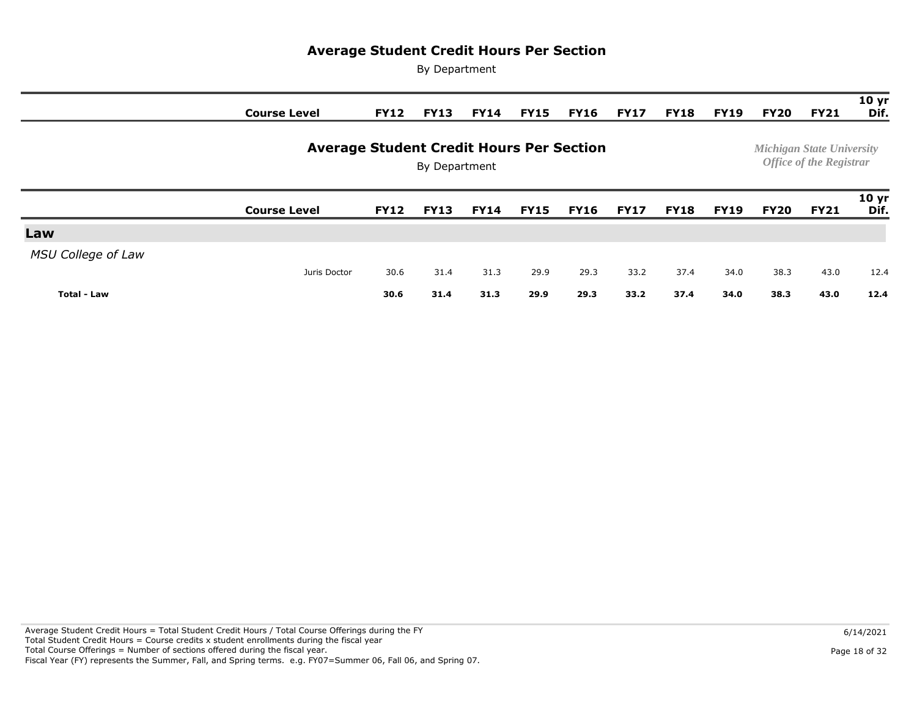# Average Student Credit Hours Per Section

By Department

*Michigan State University*
*Office of the Registrar*

| | Course Level | FY12 | FY13 | FY14 | FY15 | FY16 | FY17 | FY18 | FY19 | FY20 | FY21 | 10 yr Dif. |
|---|---|---|---|---|---|---|---|---|---|---|---|---|
| **Law** | | | | | | | | | | | | |
| *MSU College of Law* | | | | | | | | | | | | |
| | Juris Doctor | 30.6 | 31.4 | 31.3 | 29.9 | 29.3 | 33.2 | 37.4 | 34.0 | 38.3 | 43.0 | 12.4 |
| **Total - Law** | | **30.6** | **31.4** | **31.3** | **29.9** | **29.3** | **33.2** | **37.4** | **34.0** | **38.3** | **43.0** | **12.4** |

Average Student Credit Hours = Total Student Credit Hours / Total Course Offerings during the FY
Total Student Credit Hours = Course credits x student enrollments during the fiscal year
Total Course Offerings = Number of sections offered during the fiscal year.
Fiscal Year (FY) represents the Summer, Fall, and Spring terms. e.g. FY07=Summer 06, Fall 06, and Spring 07.

6/14/2021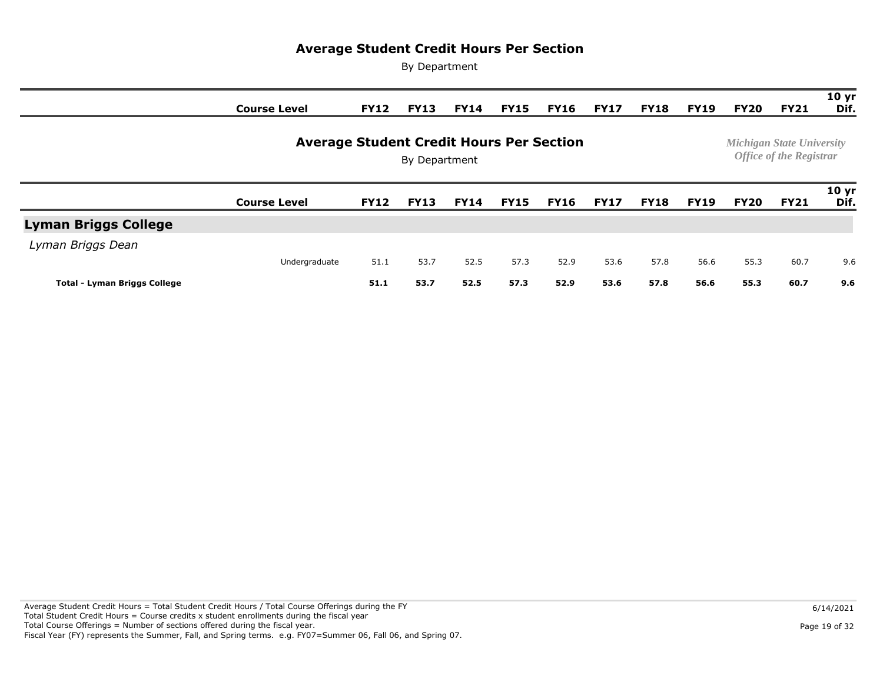# Average Student Credit Hours Per Section

By Department

*Michigan State University*
*Office of the Registrar*

| | Course Level | FY12 | FY13 | FY14 | FY15 | FY16 | FY17 | FY18 | FY19 | FY20 | FY21 | 10 yr Dif. |
|---|---|---|---|---|---|---|---|---|---|---|---|---|
| **Lyman Briggs College** | | | | | | | | | | | | |
| *Lyman Briggs Dean* | | | | | | | | | | | | |
| | Undergraduate | 51.1 | 53.7 | 52.5 | 57.3 | 52.9 | 53.6 | 57.8 | 56.6 | 55.3 | 60.7 | 9.6 |
| **Total - Lyman Briggs College** | | **51.1** | **53.7** | **52.5** | **57.3** | **52.9** | **53.6** | **57.8** | **56.6** | **55.3** | **60.7** | **9.6** |

Average Student Credit Hours = Total Student Credit Hours / Total Course Offerings during the FY
Total Student Credit Hours = Course credits x student enrollments during the fiscal year
Total Course Offerings = Number of sections offered during the fiscal year.
Fiscal Year (FY) represents the Summer, Fall, and Spring terms. e.g. FY07=Summer 06, Fall 06, and Spring 07.

6/14/2021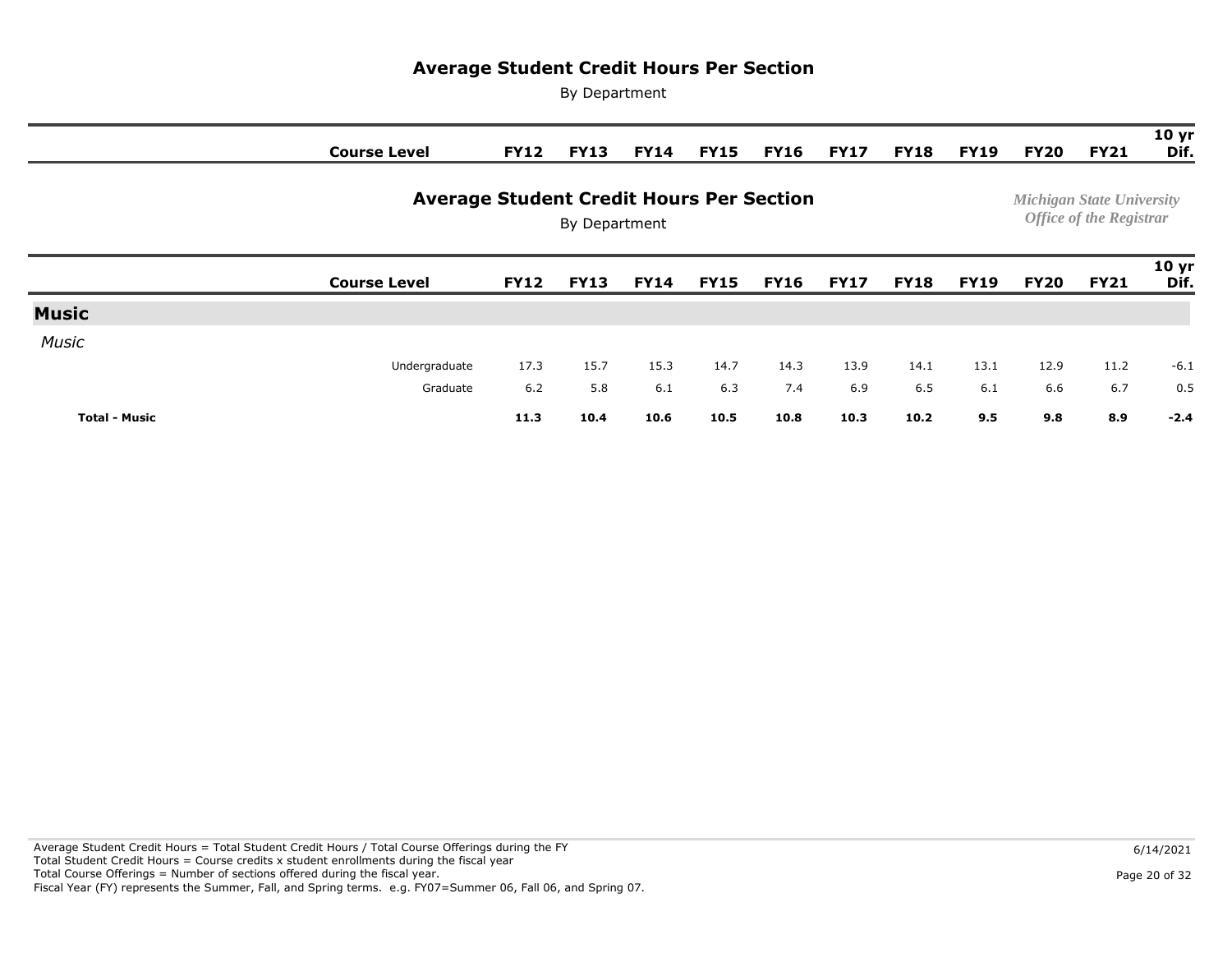# Average Student Credit Hours Per Section

By Department

*Michigan State University*
*Office of the Registrar*

| | Course Level | FY12 | FY13 | FY14 | FY15 | FY16 | FY17 | FY18 | FY19 | FY20 | FY21 | 10 yr Dif. |
|---|---|---|---|---|---|---|---|---|---|---|---|---|
| **Music** | | | | | | | | | | | | |
| *Music* | | | | | | | | | | | | |
| | Undergraduate | 17.3 | 15.7 | 15.3 | 14.7 | 14.3 | 13.9 | 14.1 | 13.1 | 12.9 | 11.2 | -6.1 |
| | Graduate | 6.2 | 5.8 | 6.1 | 6.3 | 7.4 | 6.9 | 6.5 | 6.1 | 6.6 | 6.7 | 0.5 |
| **Total - Music** | | **11.3** | **10.4** | **10.6** | **10.5** | **10.8** | **10.3** | **10.2** | **9.5** | **9.8** | **8.9** | **-2.4** |

Average Student Credit Hours = Total Student Credit Hours / Total Course Offerings during the FY
Total Student Credit Hours = Course credits x student enrollments during the fiscal year
Total Course Offerings = Number of sections offered during the fiscal year.
Fiscal Year (FY) represents the Summer, Fall, and Spring terms. e.g. FY07=Summer 06, Fall 06, and Spring 07.

6/14/2021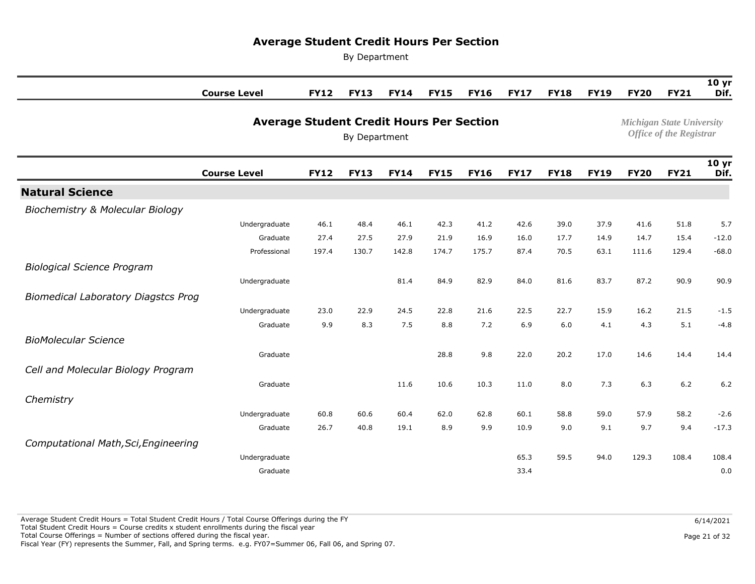# Average Student Credit Hours Per Section

By Department

*Michigan State University*
*Office of the Registrar*

| | Course Level | FY12 | FY13 | FY14 | FY15 | FY16 | FY17 | FY18 | FY19 | FY20 | FY21 | 10 yr Dif. |
|---|---|---|---|---|---|---|---|---|---|---|---|---|
| **Natural Science** | | | | | | | | | | | | |
| *Biochemistry & Molecular Biology* | | | | | | | | | | | | |
| | Undergraduate | 46.1 | 48.4 | 46.1 | 42.3 | 41.2 | 42.6 | 39.0 | 37.9 | 41.6 | 51.8 | 5.7 |
| | Graduate | 27.4 | 27.5 | 27.9 | 21.9 | 16.9 | 16.0 | 17.7 | 14.9 | 14.7 | 15.4 | -12.0 |
| | Professional | 197.4 | 130.7 | 142.8 | 174.7 | 175.7 | 87.4 | 70.5 | 63.1 | 111.6 | 129.4 | -68.0 |
| *Biological Science Program* | | | | | | | | | | | | |
| | Undergraduate | | | 81.4 | 84.9 | 82.9 | 84.0 | 81.6 | 83.7 | 87.2 | 90.9 | 90.9 |
| *Biomedical Laboratory Diagstcs Prog* | | | | | | | | | | | | |
| | Undergraduate | 23.0 | 22.9 | 24.5 | 22.8 | 21.6 | 22.5 | 22.7 | 15.9 | 16.2 | 21.5 | -1.5 |
| | Graduate | 9.9 | 8.3 | 7.5 | 8.8 | 7.2 | 6.9 | 6.0 | 4.1 | 4.3 | 5.1 | -4.8 |
| *BioMolecular Science* | | | | | | | | | | | | |
| | Graduate | | | | 28.8 | 9.8 | 22.0 | 20.2 | 17.0 | 14.6 | 14.4 | 14.4 |
| *Cell and Molecular Biology Program* | | | | | | | | | | | | |
| | Graduate | | | 11.6 | 10.6 | 10.3 | 11.0 | 8.0 | 7.3 | 6.3 | 6.2 | 6.2 |
| *Chemistry* | | | | | | | | | | | | |
| | Undergraduate | 60.8 | 60.6 | 60.4 | 62.0 | 62.8 | 60.1 | 58.8 | 59.0 | 57.9 | 58.2 | -2.6 |
| | Graduate | 26.7 | 40.8 | 19.1 | 8.9 | 9.9 | 10.9 | 9.0 | 9.1 | 9.7 | 9.4 | -17.3 |
| *Computational Math,Sci,Engineering* | | | | | | | | | | | | |
| | Undergraduate | | | | | | 65.3 | 59.5 | 94.0 | 129.3 | 108.4 | 108.4 |
| | Graduate | | | | | | 33.4 | | | | | 0.0 |

Average Student Credit Hours = Total Student Credit Hours / Total Course Offerings during the FY
Total Student Credit Hours = Course credits x student enrollments during the fiscal year
Total Course Offerings = Number of sections offered during the fiscal year.
Fiscal Year (FY) represents the Summer, Fall, and Spring terms. e.g. FY07=Summer 06, Fall 06, and Spring 07.

6/14/2021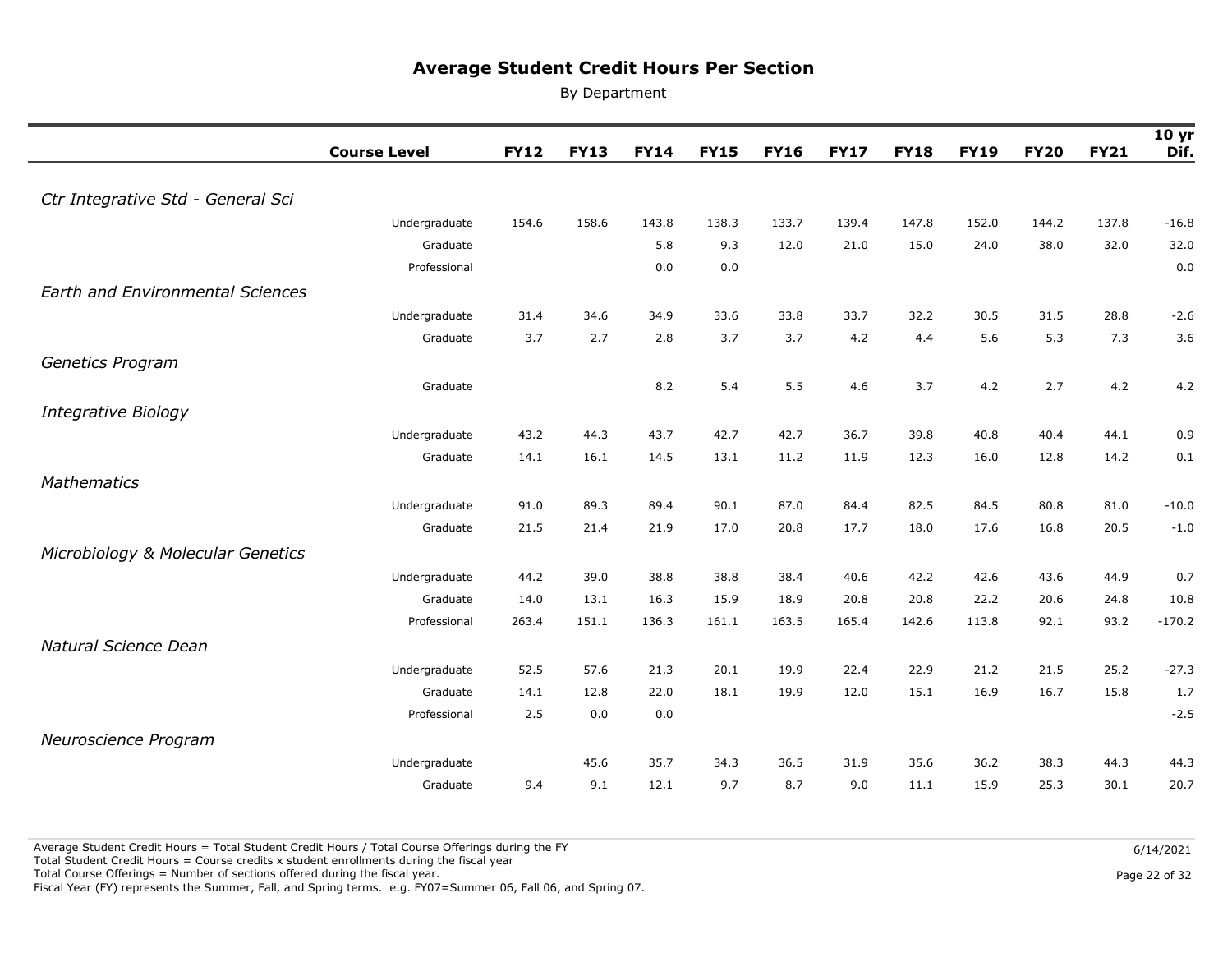# Average Student Credit Hours Per Section

By Department

| | Course Level | FY12 | FY13 | FY14 | FY15 | FY16 | FY17 | FY18 | FY19 | FY20 | FY21 | 10 yr Dif. |
|---|---|---|---|---|---|---|---|---|---|---|---|---|
| *Ctr Integrative Std - General Sci* | | | | | | | | | | | | |
| | Undergraduate | 154.6 | 158.6 | 143.8 | 138.3 | 133.7 | 139.4 | 147.8 | 152.0 | 144.2 | 137.8 | -16.8 |
| | Graduate | | | 5.8 | 9.3 | 12.0 | 21.0 | 15.0 | 24.0 | 38.0 | 32.0 | 32.0 |
| | Professional | | | 0.0 | 0.0 | | | | | | | 0.0 |
| *Earth and Environmental Sciences* | | | | | | | | | | | | |
| | Undergraduate | 31.4 | 34.6 | 34.9 | 33.6 | 33.8 | 33.7 | 32.2 | 30.5 | 31.5 | 28.8 | -2.6 |
| | Graduate | 3.7 | 2.7 | 2.8 | 3.7 | 3.7 | 4.2 | 4.4 | 5.6 | 5.3 | 7.3 | 3.6 |
| *Genetics Program* | | | | | | | | | | | | |
| | Graduate | | | 8.2 | 5.4 | 5.5 | 4.6 | 3.7 | 4.2 | 2.7 | 4.2 | 4.2 |
| *Integrative Biology* | | | | | | | | | | | | |
| | Undergraduate | 43.2 | 44.3 | 43.7 | 42.7 | 42.7 | 36.7 | 39.8 | 40.8 | 40.4 | 44.1 | 0.9 |
| | Graduate | 14.1 | 16.1 | 14.5 | 13.1 | 11.2 | 11.9 | 12.3 | 16.0 | 12.8 | 14.2 | 0.1 |
| *Mathematics* | | | | | | | | | | | | |
| | Undergraduate | 91.0 | 89.3 | 89.4 | 90.1 | 87.0 | 84.4 | 82.5 | 84.5 | 80.8 | 81.0 | -10.0 |
| | Graduate | 21.5 | 21.4 | 21.9 | 17.0 | 20.8 | 17.7 | 18.0 | 17.6 | 16.8 | 20.5 | -1.0 |
| *Microbiology & Molecular Genetics* | | | | | | | | | | | | |
| | Undergraduate | 44.2 | 39.0 | 38.8 | 38.8 | 38.4 | 40.6 | 42.2 | 42.6 | 43.6 | 44.9 | 0.7 |
| | Graduate | 14.0 | 13.1 | 16.3 | 15.9 | 18.9 | 20.8 | 20.8 | 22.2 | 20.6 | 24.8 | 10.8 |
| | Professional | 263.4 | 151.1 | 136.3 | 161.1 | 163.5 | 165.4 | 142.6 | 113.8 | 92.1 | 93.2 | -170.2 |
| *Natural Science Dean* | | | | | | | | | | | | |
| | Undergraduate | 52.5 | 57.6 | 21.3 | 20.1 | 19.9 | 22.4 | 22.9 | 21.2 | 21.5 | 25.2 | -27.3 |
| | Graduate | 14.1 | 12.8 | 22.0 | 18.1 | 19.9 | 12.0 | 15.1 | 16.9 | 16.7 | 15.8 | 1.7 |
| | Professional | 2.5 | 0.0 | 0.0 | | | | | | | | -2.5 |
| *Neuroscience Program* | | | | | | | | | | | | |
| | Undergraduate | | 45.6 | 35.7 | 34.3 | 36.5 | 31.9 | 35.6 | 36.2 | 38.3 | 44.3 | 44.3 |
| | Graduate | 9.4 | 9.1 | 12.1 | 9.7 | 8.7 | 9.0 | 11.1 | 15.9 | 25.3 | 30.1 | 20.7 |

Average Student Credit Hours = Total Student Credit Hours / Total Course Offerings during the FY
Total Student Credit Hours = Course credits x student enrollments during the fiscal year
Total Course Offerings = Number of sections offered during the fiscal year.
Fiscal Year (FY) represents the Summer, Fall, and Spring terms. e.g. FY07=Summer 06, Fall 06, and Spring 07.

6/14/2021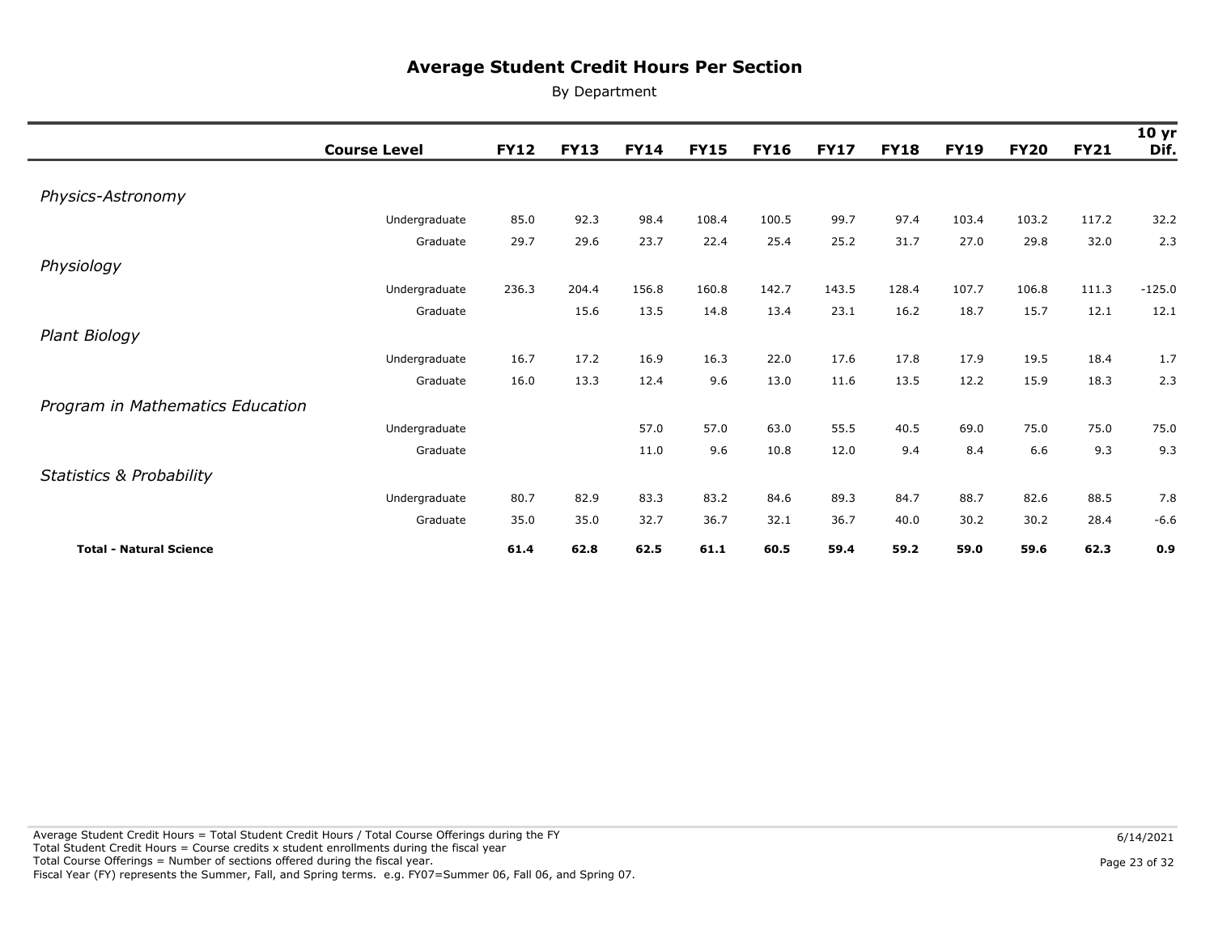# Average Student Credit Hours Per Section

By Department

| | Course Level | FY12 | FY13 | FY14 | FY15 | FY16 | FY17 | FY18 | FY19 | FY20 | FY21 | 10 yr Dif. |
|---|---|---|---|---|---|---|---|---|---|---|---|---|
| *Physics-Astronomy* | | | | | | | | | | | | |
| | Undergraduate | 85.0 | 92.3 | 98.4 | 108.4 | 100.5 | 99.7 | 97.4 | 103.4 | 103.2 | 117.2 | 32.2 |
| | Graduate | 29.7 | 29.6 | 23.7 | 22.4 | 25.4 | 25.2 | 31.7 | 27.0 | 29.8 | 32.0 | 2.3 |
| *Physiology* | | | | | | | | | | | | |
| | Undergraduate | 236.3 | 204.4 | 156.8 | 160.8 | 142.7 | 143.5 | 128.4 | 107.7 | 106.8 | 111.3 | -125.0 |
| | Graduate | | 15.6 | 13.5 | 14.8 | 13.4 | 23.1 | 16.2 | 18.7 | 15.7 | 12.1 | 12.1 |
| *Plant Biology* | | | | | | | | | | | | |
| | Undergraduate | 16.7 | 17.2 | 16.9 | 16.3 | 22.0 | 17.6 | 17.8 | 17.9 | 19.5 | 18.4 | 1.7 |
| | Graduate | 16.0 | 13.3 | 12.4 | 9.6 | 13.0 | 11.6 | 13.5 | 12.2 | 15.9 | 18.3 | 2.3 |
| *Program in Mathematics Education* | | | | | | | | | | | | |
| | Undergraduate | | | 57.0 | 57.0 | 63.0 | 55.5 | 40.5 | 69.0 | 75.0 | 75.0 | 75.0 |
| | Graduate | | | 11.0 | 9.6 | 10.8 | 12.0 | 9.4 | 8.4 | 6.6 | 9.3 | 9.3 |
| *Statistics & Probability* | | | | | | | | | | | | |
| | Undergraduate | 80.7 | 82.9 | 83.3 | 83.2 | 84.6 | 89.3 | 84.7 | 88.7 | 82.6 | 88.5 | 7.8 |
| | Graduate | 35.0 | 35.0 | 32.7 | 36.7 | 32.1 | 36.7 | 40.0 | 30.2 | 30.2 | 28.4 | -6.6 |
| **Total - Natural Science** | | **61.4** | **62.8** | **62.5** | **61.1** | **60.5** | **59.4** | **59.2** | **59.0** | **59.6** | **62.3** | **0.9** |

Average Student Credit Hours = Total Student Credit Hours / Total Course Offerings during the FY
Total Student Credit Hours = Course credits x student enrollments during the fiscal year
Total Course Offerings = Number of sections offered during the fiscal year.
Fiscal Year (FY) represents the Summer, Fall, and Spring terms. e.g. FY07=Summer 06, Fall 06, and Spring 07.

6/14/2021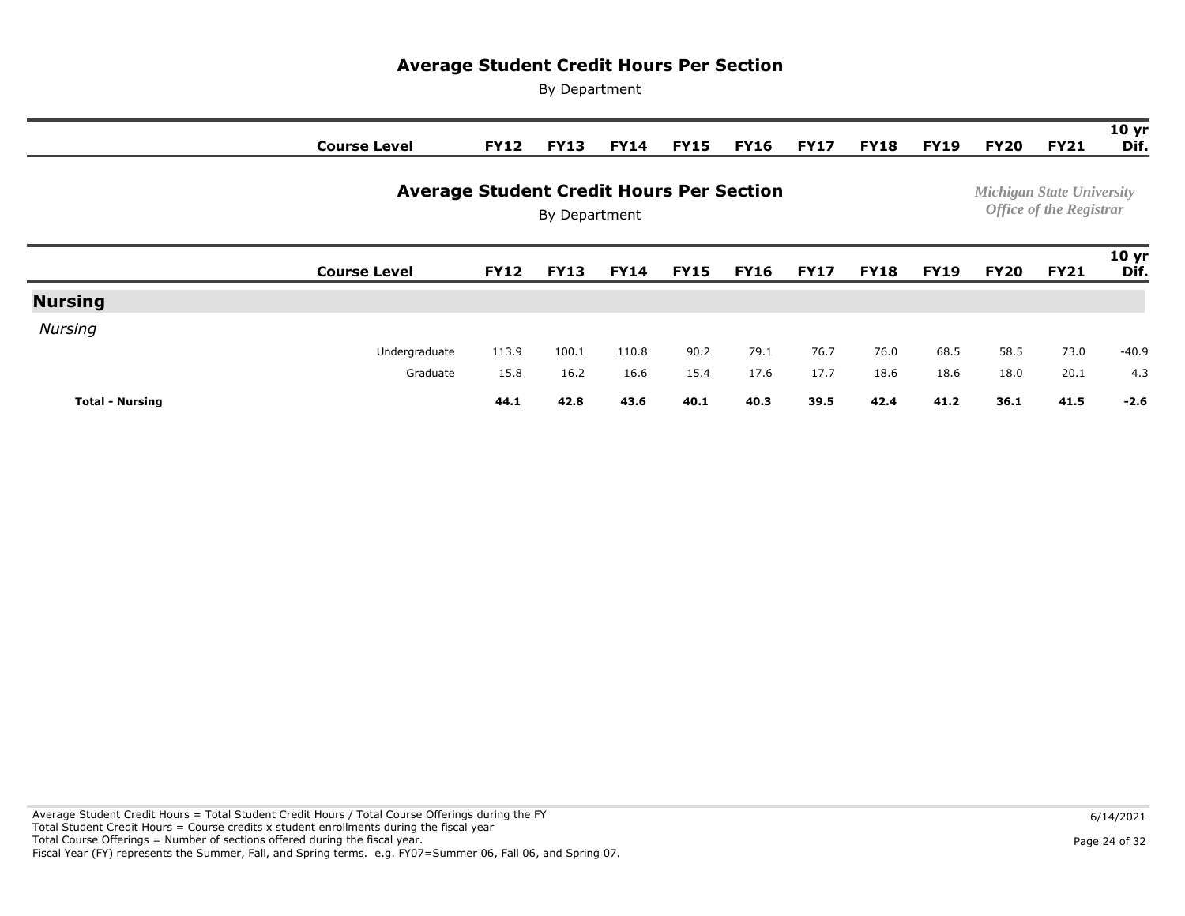# Average Student Credit Hours Per Section

By Department

*Michigan State University*
*Office of the Registrar*

| | Course Level | FY12 | FY13 | FY14 | FY15 | FY16 | FY17 | FY18 | FY19 | FY20 | FY21 | 10 yr Dif. |
|---|---|---|---|---|---|---|---|---|---|---|---|---|
| **Nursing** | | | | | | | | | | | | |
| *Nursing* | | | | | | | | | | | | |
| | Undergraduate | 113.9 | 100.1 | 110.8 | 90.2 | 79.1 | 76.7 | 76.0 | 68.5 | 58.5 | 73.0 | -40.9 |
| | Graduate | 15.8 | 16.2 | 16.6 | 15.4 | 17.6 | 17.7 | 18.6 | 18.6 | 18.0 | 20.1 | 4.3 |
| **Total - Nursing** | | **44.1** | **42.8** | **43.6** | **40.1** | **40.3** | **39.5** | **42.4** | **41.2** | **36.1** | **41.5** | **-2.6** |

Average Student Credit Hours = Total Student Credit Hours / Total Course Offerings during the FY
Total Student Credit Hours = Course credits x student enrollments during the fiscal year
Total Course Offerings = Number of sections offered during the fiscal year.
Fiscal Year (FY) represents the Summer, Fall, and Spring terms. e.g. FY07=Summer 06, Fall 06, and Spring 07.

6/14/2021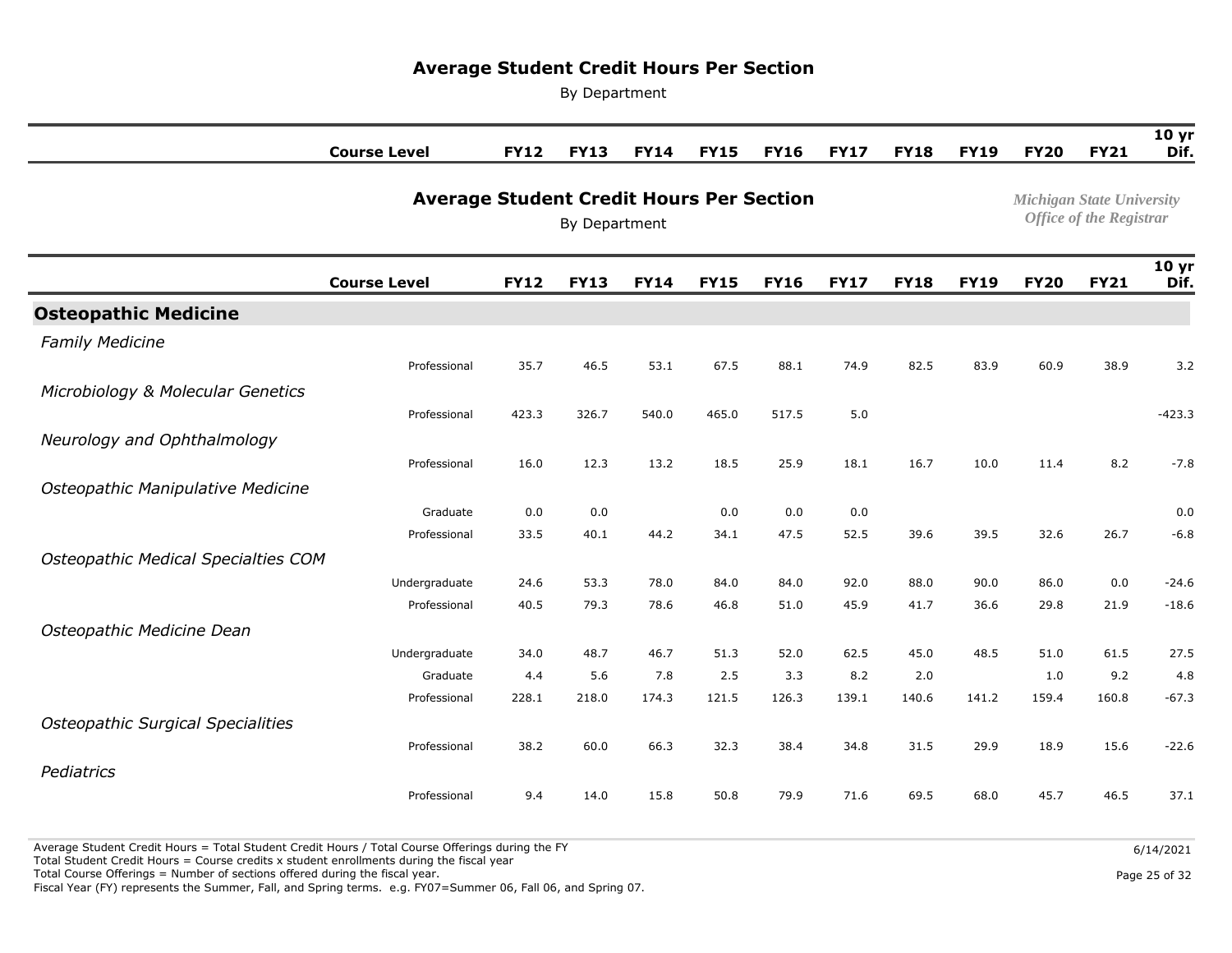# Average Student Credit Hours Per Section

By Department

*Michigan State University*
*Office of the Registrar*

| | Course Level | FY12 | FY13 | FY14 | FY15 | FY16 | FY17 | FY18 | FY19 | FY20 | FY21 | 10 yr Dif. |
|---|---|---|---|---|---|---|---|---|---|---|---|---|
| **Osteopathic Medicine** | | | | | | | | | | | | |
| *Family Medicine* | | | | | | | | | | | | |
| | Professional | 35.7 | 46.5 | 53.1 | 67.5 | 88.1 | 74.9 | 82.5 | 83.9 | 60.9 | 38.9 | 3.2 |
| *Microbiology & Molecular Genetics* | | | | | | | | | | | | |
| | Professional | 423.3 | 326.7 | 540.0 | 465.0 | 517.5 | 5.0 | | | | | -423.3 |
| *Neurology and Ophthalmology* | | | | | | | | | | | | |
| | Professional | 16.0 | 12.3 | 13.2 | 18.5 | 25.9 | 18.1 | 16.7 | 10.0 | 11.4 | 8.2 | -7.8 |
| *Osteopathic Manipulative Medicine* | | | | | | | | | | | | |
| | Graduate | 0.0 | 0.0 | | 0.0 | 0.0 | 0.0 | | | | | 0.0 |
| | Professional | 33.5 | 40.1 | 44.2 | 34.1 | 47.5 | 52.5 | 39.6 | 39.5 | 32.6 | 26.7 | -6.8 |
| *Osteopathic Medical Specialties COM* | | | | | | | | | | | | |
| | Undergraduate | 24.6 | 53.3 | 78.0 | 84.0 | 84.0 | 92.0 | 88.0 | 90.0 | 86.0 | 0.0 | -24.6 |
| | Professional | 40.5 | 79.3 | 78.6 | 46.8 | 51.0 | 45.9 | 41.7 | 36.6 | 29.8 | 21.9 | -18.6 |
| *Osteopathic Medicine Dean* | | | | | | | | | | | | |
| | Undergraduate | 34.0 | 48.7 | 46.7 | 51.3 | 52.0 | 62.5 | 45.0 | 48.5 | 51.0 | 61.5 | 27.5 |
| | Graduate | 4.4 | 5.6 | 7.8 | 2.5 | 3.3 | 8.2 | 2.0 | | 1.0 | 9.2 | 4.8 |
| | Professional | 228.1 | 218.0 | 174.3 | 121.5 | 126.3 | 139.1 | 140.6 | 141.2 | 159.4 | 160.8 | -67.3 |
| *Osteopathic Surgical Specialities* | | | | | | | | | | | | |
| | Professional | 38.2 | 60.0 | 66.3 | 32.3 | 38.4 | 34.8 | 31.5 | 29.9 | 18.9 | 15.6 | -22.6 |
| *Pediatrics* | | | | | | | | | | | | |
| | Professional | 9.4 | 14.0 | 15.8 | 50.8 | 79.9 | 71.6 | 69.5 | 68.0 | 45.7 | 46.5 | 37.1 |

Average Student Credit Hours = Total Student Credit Hours / Total Course Offerings during the FY
Total Student Credit Hours = Course credits x student enrollments during the fiscal year
Total Course Offerings = Number of sections offered during the fiscal year.
Fiscal Year (FY) represents the Summer, Fall, and Spring terms. e.g. FY07=Summer 06, Fall 06, and Spring 07.

6/14/2021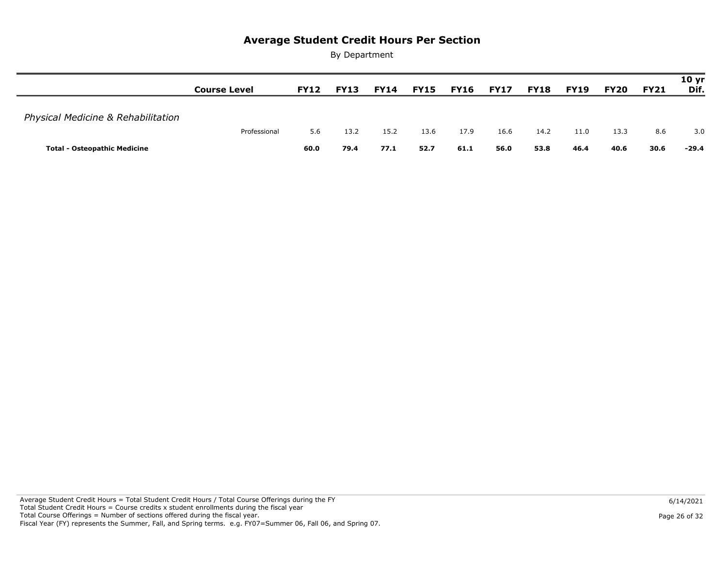# Average Student Credit Hours Per Section

By Department

| | Course Level | FY12 | FY13 | FY14 | FY15 | FY16 | FY17 | FY18 | FY19 | FY20 | FY21 | 10 yr Dif. |
|---|---|---|---|---|---|---|---|---|---|---|---|---|
| *Physical Medicine & Rehabilitation* | | | | | | | | | | | | |
| | Professional | 5.6 | 13.2 | 15.2 | 13.6 | 17.9 | 16.6 | 14.2 | 11.0 | 13.3 | 8.6 | 3.0 |
| **Total - Osteopathic Medicine** | | **60.0** | **79.4** | **77.1** | **52.7** | **61.1** | **56.0** | **53.8** | **46.4** | **40.6** | **30.6** | **-29.4** |

Average Student Credit Hours = Total Student Credit Hours / Total Course Offerings during the FY
Total Student Credit Hours = Course credits x student enrollments during the fiscal year
Total Course Offerings = Number of sections offered during the fiscal year.
Fiscal Year (FY) represents the Summer, Fall, and Spring terms. e.g. FY07=Summer 06, Fall 06, and Spring 07.

6/14/2021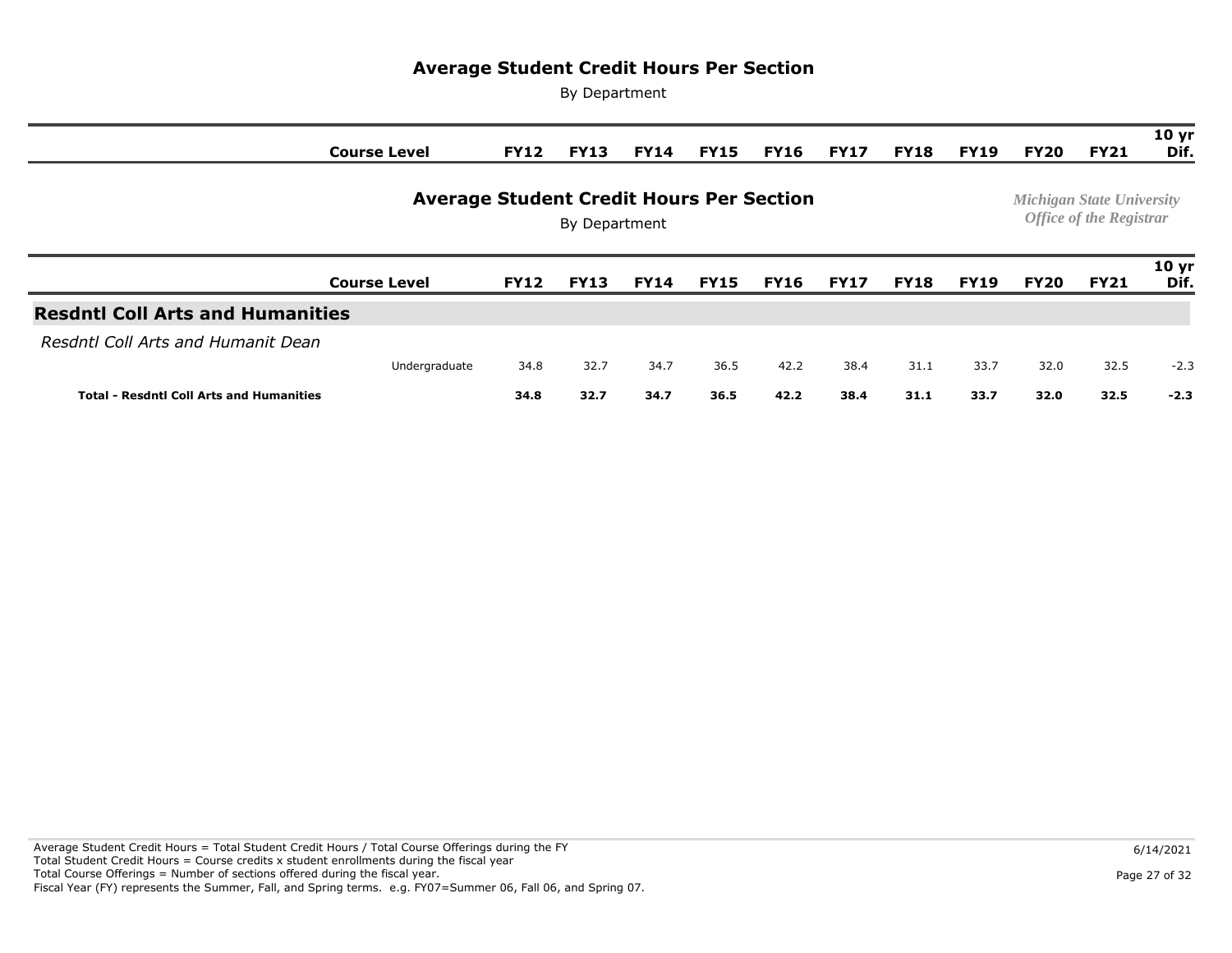# Average Student Credit Hours Per Section

By Department

*Michigan State University*
*Office of the Registrar*

| | Course Level | FY12 | FY13 | FY14 | FY15 | FY16 | FY17 | FY18 | FY19 | FY20 | FY21 | 10 yr Dif. |
|---|---|---|---|---|---|---|---|---|---|---|---|---|
| **Resdntl Coll Arts and Humanities** | | | | | | | | | | | | |
| *Resdntl Coll Arts and Humanit Dean* | | | | | | | | | | | | |
| | Undergraduate | 34.8 | 32.7 | 34.7 | 36.5 | 42.2 | 38.4 | 31.1 | 33.7 | 32.0 | 32.5 | -2.3 |
| **Total - Resdntl Coll Arts and Humanities** | | **34.8** | **32.7** | **34.7** | **36.5** | **42.2** | **38.4** | **31.1** | **33.7** | **32.0** | **32.5** | **-2.3** |

Average Student Credit Hours = Total Student Credit Hours / Total Course Offerings during the FY
Total Student Credit Hours = Course credits x student enrollments during the fiscal year
Total Course Offerings = Number of sections offered during the fiscal year.
Fiscal Year (FY) represents the Summer, Fall, and Spring terms. e.g. FY07=Summer 06, Fall 06, and Spring 07.

6/14/2021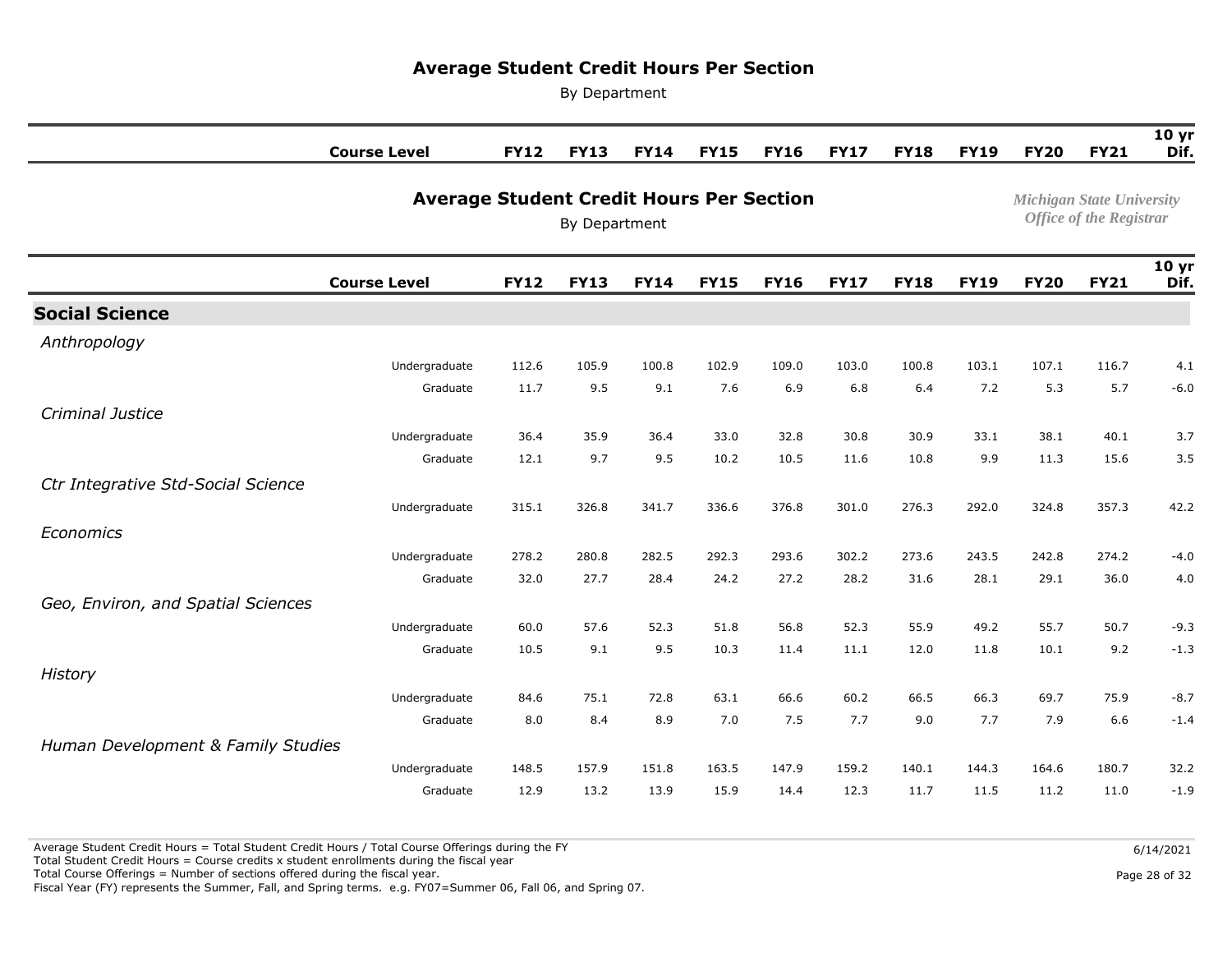# Average Student Credit Hours Per Section

By Department

*Michigan State University*
*Office of the Registrar*

| | Course Level | FY12 | FY13 | FY14 | FY15 | FY16 | FY17 | FY18 | FY19 | FY20 | FY21 | 10 yr Dif. |
|---|---|---|---|---|---|---|---|---|---|---|---|---|
| **Social Science** | | | | | | | | | | | | |
| *Anthropology* | | | | | | | | | | | | |
| | Undergraduate | 112.6 | 105.9 | 100.8 | 102.9 | 109.0 | 103.0 | 100.8 | 103.1 | 107.1 | 116.7 | 4.1 |
| | Graduate | 11.7 | 9.5 | 9.1 | 7.6 | 6.9 | 6.8 | 6.4 | 7.2 | 5.3 | 5.7 | -6.0 |
| *Criminal Justice* | | | | | | | | | | | | |
| | Undergraduate | 36.4 | 35.9 | 36.4 | 33.0 | 32.8 | 30.8 | 30.9 | 33.1 | 38.1 | 40.1 | 3.7 |
| | Graduate | 12.1 | 9.7 | 9.5 | 10.2 | 10.5 | 11.6 | 10.8 | 9.9 | 11.3 | 15.6 | 3.5 |
| *Ctr Integrative Std-Social Science* | | | | | | | | | | | | |
| | Undergraduate | 315.1 | 326.8 | 341.7 | 336.6 | 376.8 | 301.0 | 276.3 | 292.0 | 324.8 | 357.3 | 42.2 |
| *Economics* | | | | | | | | | | | | |
| | Undergraduate | 278.2 | 280.8 | 282.5 | 292.3 | 293.6 | 302.2 | 273.6 | 243.5 | 242.8 | 274.2 | -4.0 |
| | Graduate | 32.0 | 27.7 | 28.4 | 24.2 | 27.2 | 28.2 | 31.6 | 28.1 | 29.1 | 36.0 | 4.0 |
| *Geo, Environ, and Spatial Sciences* | | | | | | | | | | | | |
| | Undergraduate | 60.0 | 57.6 | 52.3 | 51.8 | 56.8 | 52.3 | 55.9 | 49.2 | 55.7 | 50.7 | -9.3 |
| | Graduate | 10.5 | 9.1 | 9.5 | 10.3 | 11.4 | 11.1 | 12.0 | 11.8 | 10.1 | 9.2 | -1.3 |
| *History* | | | | | | | | | | | | |
| | Undergraduate | 84.6 | 75.1 | 72.8 | 63.1 | 66.6 | 60.2 | 66.5 | 66.3 | 69.7 | 75.9 | -8.7 |
| | Graduate | 8.0 | 8.4 | 8.9 | 7.0 | 7.5 | 7.7 | 9.0 | 7.7 | 7.9 | 6.6 | -1.4 |
| *Human Development & Family Studies* | | | | | | | | | | | | |
| | Undergraduate | 148.5 | 157.9 | 151.8 | 163.5 | 147.9 | 159.2 | 140.1 | 144.3 | 164.6 | 180.7 | 32.2 |
| | Graduate | 12.9 | 13.2 | 13.9 | 15.9 | 14.4 | 12.3 | 11.7 | 11.5 | 11.2 | 11.0 | -1.9 |

Average Student Credit Hours = Total Student Credit Hours / Total Course Offerings during the FY
Total Student Credit Hours = Course credits x student enrollments during the fiscal year
Total Course Offerings = Number of sections offered during the fiscal year.
Fiscal Year (FY) represents the Summer, Fall, and Spring terms. e.g. FY07=Summer 06, Fall 06, and Spring 07.

6/14/2021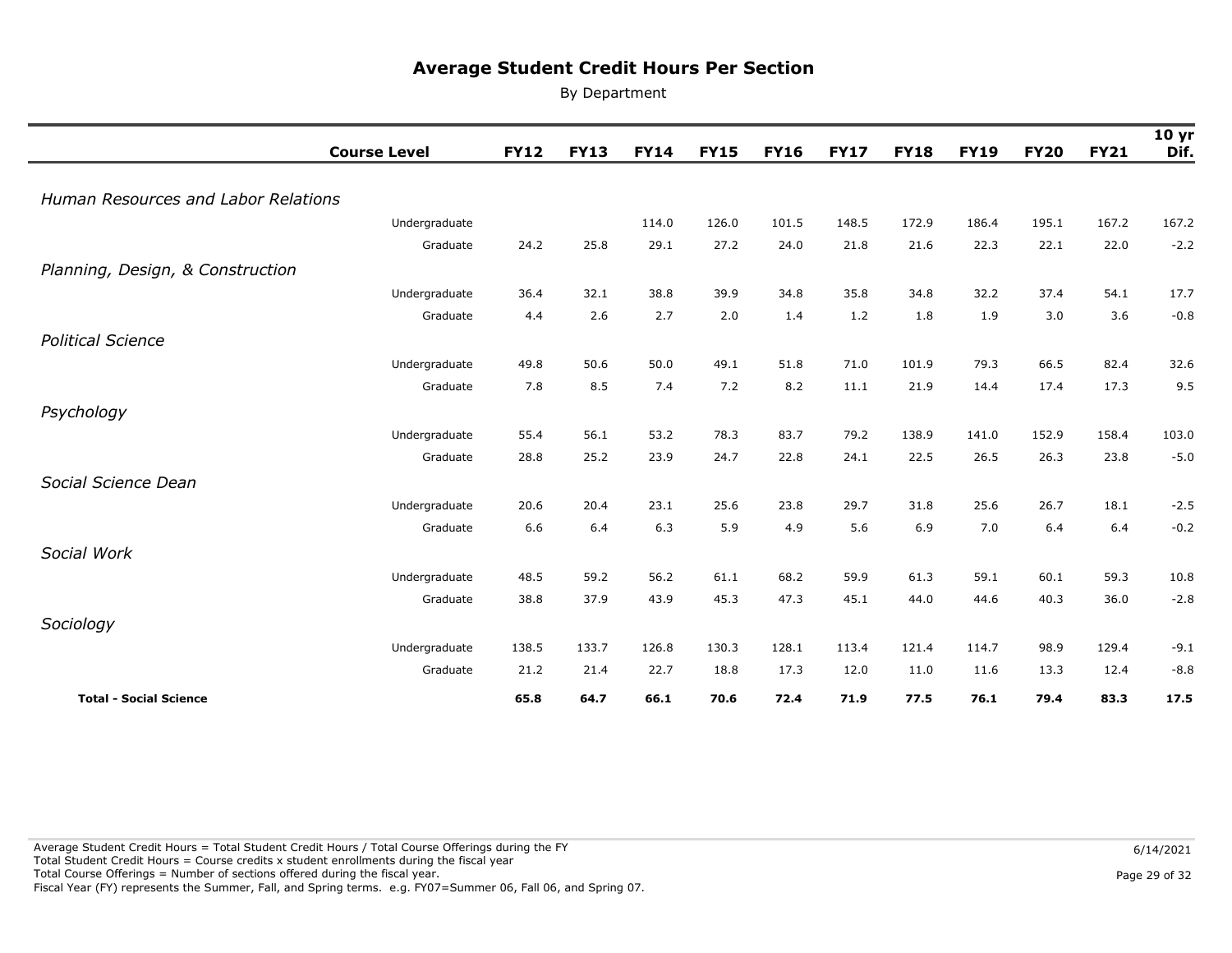# Average Student Credit Hours Per Section

By Department

| | Course Level | FY12 | FY13 | FY14 | FY15 | FY16 | FY17 | FY18 | FY19 | FY20 | FY21 | 10 yr Dif. |
|---|---|---|---|---|---|---|---|---|---|---|---|---|
| *Human Resources and Labor Relations* | | | | | | | | | | | | |
| | Undergraduate | | | 114.0 | 126.0 | 101.5 | 148.5 | 172.9 | 186.4 | 195.1 | 167.2 | 167.2 |
| | Graduate | 24.2 | 25.8 | 29.1 | 27.2 | 24.0 | 21.8 | 21.6 | 22.3 | 22.1 | 22.0 | -2.2 |
| *Planning, Design, & Construction* | | | | | | | | | | | | |
| | Undergraduate | 36.4 | 32.1 | 38.8 | 39.9 | 34.8 | 35.8 | 34.8 | 32.2 | 37.4 | 54.1 | 17.7 |
| | Graduate | 4.4 | 2.6 | 2.7 | 2.0 | 1.4 | 1.2 | 1.8 | 1.9 | 3.0 | 3.6 | -0.8 |
| *Political Science* | | | | | | | | | | | | |
| | Undergraduate | 49.8 | 50.6 | 50.0 | 49.1 | 51.8 | 71.0 | 101.9 | 79.3 | 66.5 | 82.4 | 32.6 |
| | Graduate | 7.8 | 8.5 | 7.4 | 7.2 | 8.2 | 11.1 | 21.9 | 14.4 | 17.4 | 17.3 | 9.5 |
| *Psychology* | | | | | | | | | | | | |
| | Undergraduate | 55.4 | 56.1 | 53.2 | 78.3 | 83.7 | 79.2 | 138.9 | 141.0 | 152.9 | 158.4 | 103.0 |
| | Graduate | 28.8 | 25.2 | 23.9 | 24.7 | 22.8 | 24.1 | 22.5 | 26.5 | 26.3 | 23.8 | -5.0 |
| *Social Science Dean* | | | | | | | | | | | | |
| | Undergraduate | 20.6 | 20.4 | 23.1 | 25.6 | 23.8 | 29.7 | 31.8 | 25.6 | 26.7 | 18.1 | -2.5 |
| | Graduate | 6.6 | 6.4 | 6.3 | 5.9 | 4.9 | 5.6 | 6.9 | 7.0 | 6.4 | 6.4 | -0.2 |
| *Social Work* | | | | | | | | | | | | |
| | Undergraduate | 48.5 | 59.2 | 56.2 | 61.1 | 68.2 | 59.9 | 61.3 | 59.1 | 60.1 | 59.3 | 10.8 |
| | Graduate | 38.8 | 37.9 | 43.9 | 45.3 | 47.3 | 45.1 | 44.0 | 44.6 | 40.3 | 36.0 | -2.8 |
| *Sociology* | | | | | | | | | | | | |
| | Undergraduate | 138.5 | 133.7 | 126.8 | 130.3 | 128.1 | 113.4 | 121.4 | 114.7 | 98.9 | 129.4 | -9.1 |
| | Graduate | 21.2 | 21.4 | 22.7 | 18.8 | 17.3 | 12.0 | 11.0 | 11.6 | 13.3 | 12.4 | -8.8 |
| **Total - Social Science** | | **65.8** | **64.7** | **66.1** | **70.6** | **72.4** | **71.9** | **77.5** | **76.1** | **79.4** | **83.3** | **17.5** |

Average Student Credit Hours = Total Student Credit Hours / Total Course Offerings during the FY
Total Student Credit Hours = Course credits x student enrollments during the fiscal year
Total Course Offerings = Number of sections offered during the fiscal year.
Fiscal Year (FY) represents the Summer, Fall, and Spring terms. e.g. FY07=Summer 06, Fall 06, and Spring 07.

6/14/2021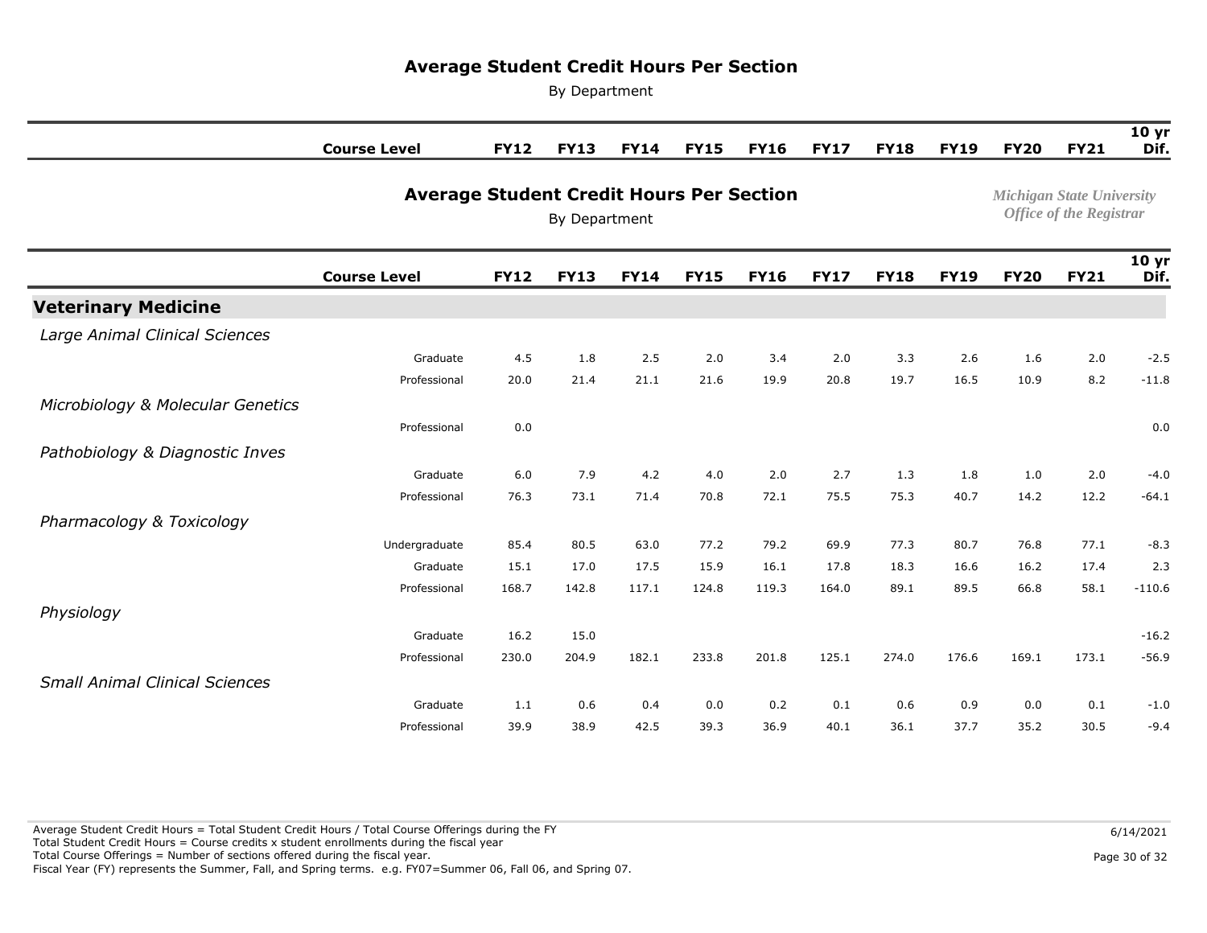# Average Student Credit Hours Per Section

By Department

Michigan State University
Office of the Registrar

## Veterinary Medicine

| | Course Level | FY12 | FY13 | FY14 | FY15 | FY16 | FY17 | FY18 | FY19 | FY20 | FY21 | 10 yr Dif. |
|---|---|---|---|---|---|---|---|---|---|---|---|---|
| *Large Animal Clinical Sciences* | | | | | | | | | | | | |
| | Graduate | 4.5 | 1.8 | 2.5 | 2.0 | 3.4 | 2.0 | 3.3 | 2.6 | 1.6 | 2.0 | -2.5 |
| | Professional | 20.0 | 21.4 | 21.1 | 21.6 | 19.9 | 20.8 | 19.7 | 16.5 | 10.9 | 8.2 | -11.8 |
| *Microbiology & Molecular Genetics* | | | | | | | | | | | | |
| | Professional | 0.0 | | | | | | | | | | 0.0 |
| *Pathobiology & Diagnostic Inves* | | | | | | | | | | | | |
| | Graduate | 6.0 | 7.9 | 4.2 | 4.0 | 2.0 | 2.7 | 1.3 | 1.8 | 1.0 | 2.0 | -4.0 |
| | Professional | 76.3 | 73.1 | 71.4 | 70.8 | 72.1 | 75.5 | 75.3 | 40.7 | 14.2 | 12.2 | -64.1 |
| *Pharmacology & Toxicology* | | | | | | | | | | | | |
| | Undergraduate | 85.4 | 80.5 | 63.0 | 77.2 | 79.2 | 69.9 | 77.3 | 80.7 | 76.8 | 77.1 | -8.3 |
| | Graduate | 15.1 | 17.0 | 17.5 | 15.9 | 16.1 | 17.8 | 18.3 | 16.6 | 16.2 | 17.4 | 2.3 |
| | Professional | 168.7 | 142.8 | 117.1 | 124.8 | 119.3 | 164.0 | 89.1 | 89.5 | 66.8 | 58.1 | -110.6 |
| *Physiology* | | | | | | | | | | | | |
| | Graduate | 16.2 | 15.0 | | | | | | | | | -16.2 |
| | Professional | 230.0 | 204.9 | 182.1 | 233.8 | 201.8 | 125.1 | 274.0 | 176.6 | 169.1 | 173.1 | -56.9 |
| *Small Animal Clinical Sciences* | | | | | | | | | | | | |
| | Graduate | 1.1 | 0.6 | 0.4 | 0.0 | 0.2 | 0.1 | 0.6 | 0.9 | 0.0 | 0.1 | -1.0 |
| | Professional | 39.9 | 38.9 | 42.5 | 39.3 | 36.9 | 40.1 | 36.1 | 37.7 | 35.2 | 30.5 | -9.4 |

Average Student Credit Hours = Total Student Credit Hours / Total Course Offerings during the FY
Total Student Credit Hours = Course credits x student enrollments during the fiscal year
Total Course Offerings = Number of sections offered during the fiscal year.
Fiscal Year (FY) represents the Summer, Fall, and Spring terms. e.g. FY07=Summer 06, Fall 06, and Spring 07.

6/14/2021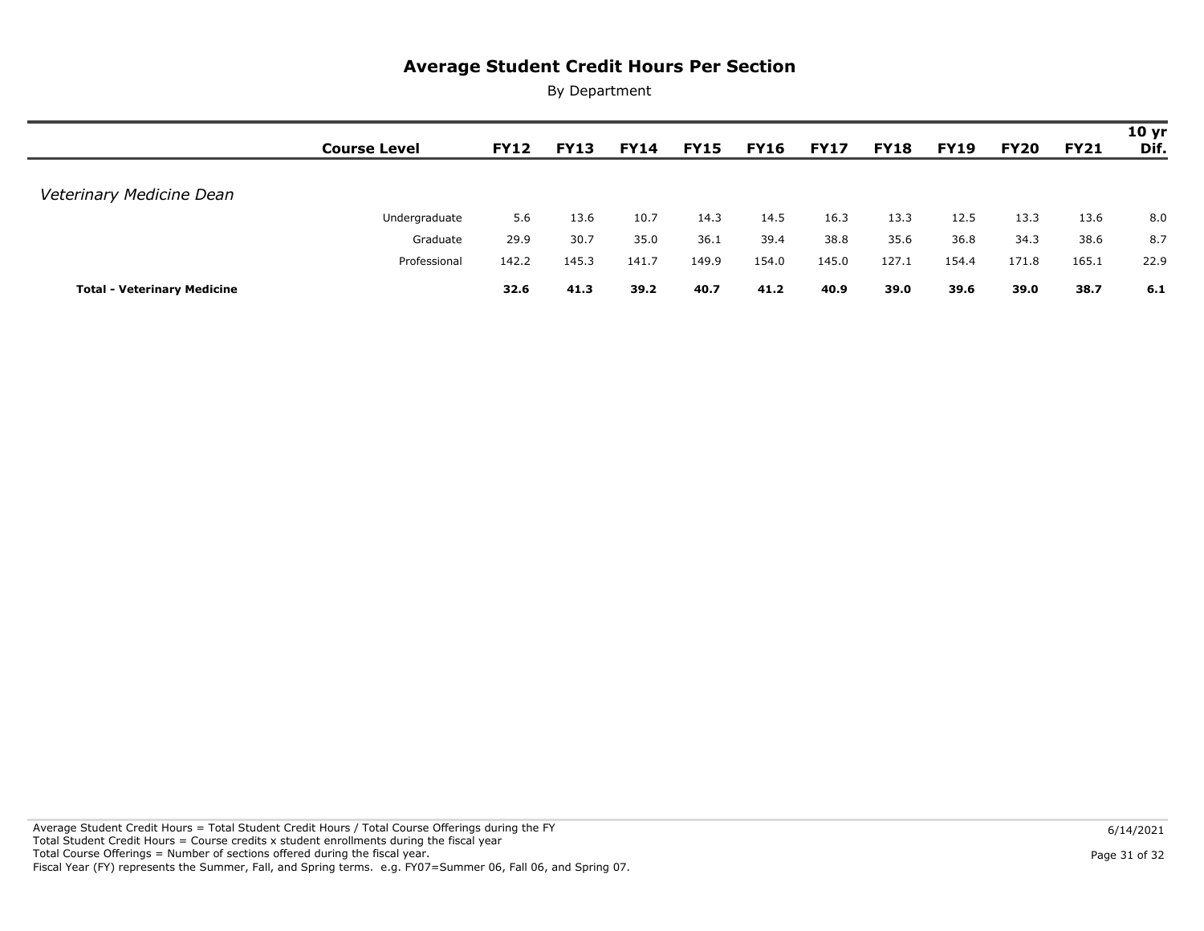# Average Student Credit Hours Per Section

By Department

| | Course Level | FY12 | FY13 | FY14 | FY15 | FY16 | FY17 | FY18 | FY19 | FY20 | FY21 | 10 yr Dif. |
|---|---|---|---|---|---|---|---|---|---|---|---|---|
| *Veterinary Medicine Dean* | | | | | | | | | | | | |
| | Undergraduate | 5.6 | 13.6 | 10.7 | 14.3 | 14.5 | 16.3 | 13.3 | 12.5 | 13.3 | 13.6 | 8.0 |
| | Graduate | 29.9 | 30.7 | 35.0 | 36.1 | 39.4 | 38.8 | 35.6 | 36.8 | 34.3 | 38.6 | 8.7 |
| | Professional | 142.2 | 145.3 | 141.7 | 149.9 | 154.0 | 145.0 | 127.1 | 154.4 | 171.8 | 165.1 | 22.9 |
| **Total - Veterinary Medicine** | | **32.6** | **41.3** | **39.2** | **40.7** | **41.2** | **40.9** | **39.0** | **39.6** | **39.0** | **38.7** | **6.1** |

Average Student Credit Hours = Total Student Credit Hours / Total Course Offerings during the FY
Total Student Credit Hours = Course credits x student enrollments during the fiscal year
Total Course Offerings = Number of sections offered during the fiscal year.
Fiscal Year (FY) represents the Summer, Fall, and Spring terms. e.g. FY07=Summer 06, Fall 06, and Spring 07.

6/14/2021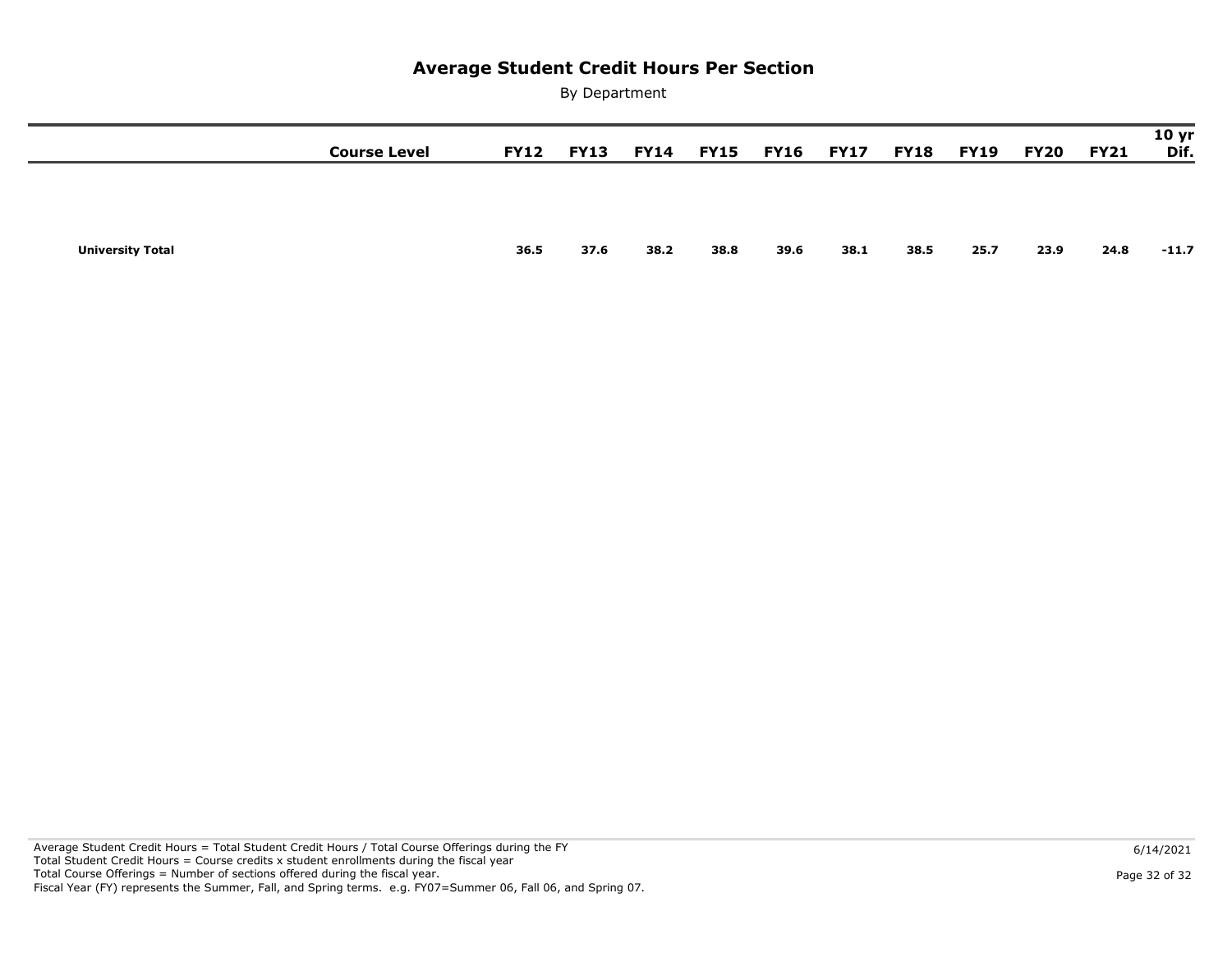# Average Student Credit Hours Per Section

By Department

| | Course Level | FY12 | FY13 | FY14 | FY15 | FY16 | FY17 | FY18 | FY19 | FY20 | FY21 | 10 yr Dif. |
|---|---|---|---|---|---|---|---|---|---|---|---|---|
| **University Total** | | **36.5** | **37.6** | **38.2** | **38.8** | **39.6** | **38.1** | **38.5** | **25.7** | **23.9** | **24.8** | **-11.7** |

Average Student Credit Hours = Total Student Credit Hours / Total Course Offerings during the FY
Total Student Credit Hours = Course credits x student enrollments during the fiscal year
Total Course Offerings = Number of sections offered during the fiscal year.
Fiscal Year (FY) represents the Summer, Fall, and Spring terms. e.g. FY07=Summer 06, Fall 06, and Spring 07.

6/14/2021